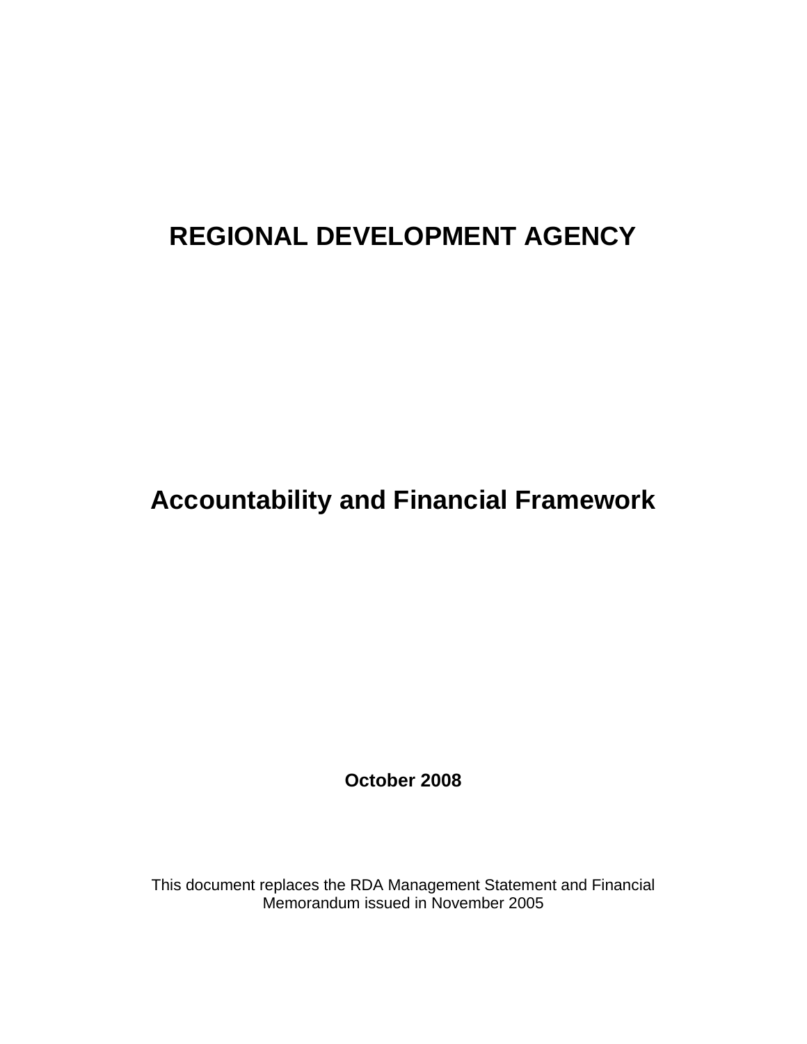# REGIONAL DEVELOPMENT AGENCY

## Accountability and Financial Framework

**October 2008**

This document replaces the RDA Management Statement and Financial Memorandum issued in November 2005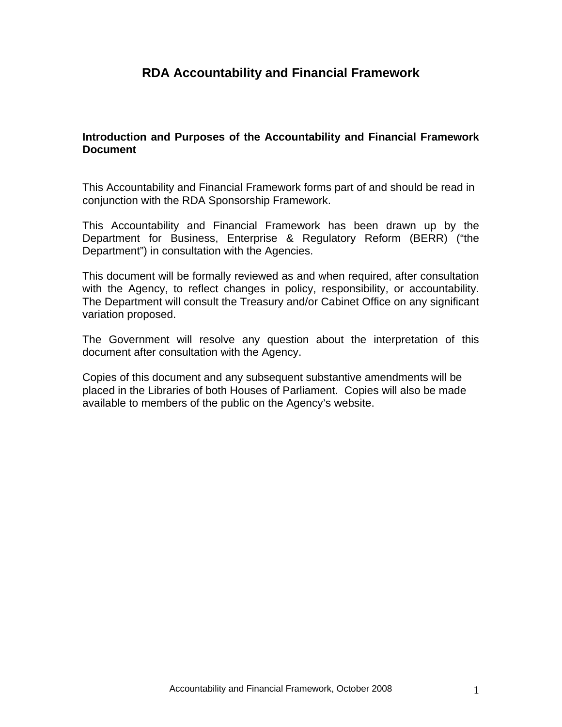# RDA Accountability and Financial Framework

## Introduction and Purposes of the Accountability and Financial Framework Document

This Accountability and Financial Framework forms part of and should be read in conjunction with the RDA Sponsorship Framework.

This Accountability and Financial Framework has been drawn up by the Department for Business, Enterprise & Regulatory Reform (BERR) ("the Department") in consultation with the Agencies.

This document will be formally reviewed as and when required, after consultation with the Agency, to reflect changes in policy, responsibility, or accountability. The Department will consult the Treasury and/or Cabinet Office on any significant variation proposed.

The Government will resolve any question about the interpretation of this document after consultation with the Agency.

Copies of this document and any subsequent substantive amendments will be placed in the Libraries of both Houses of Parliament. Copies will also be made available to members of the public on the Agency's website.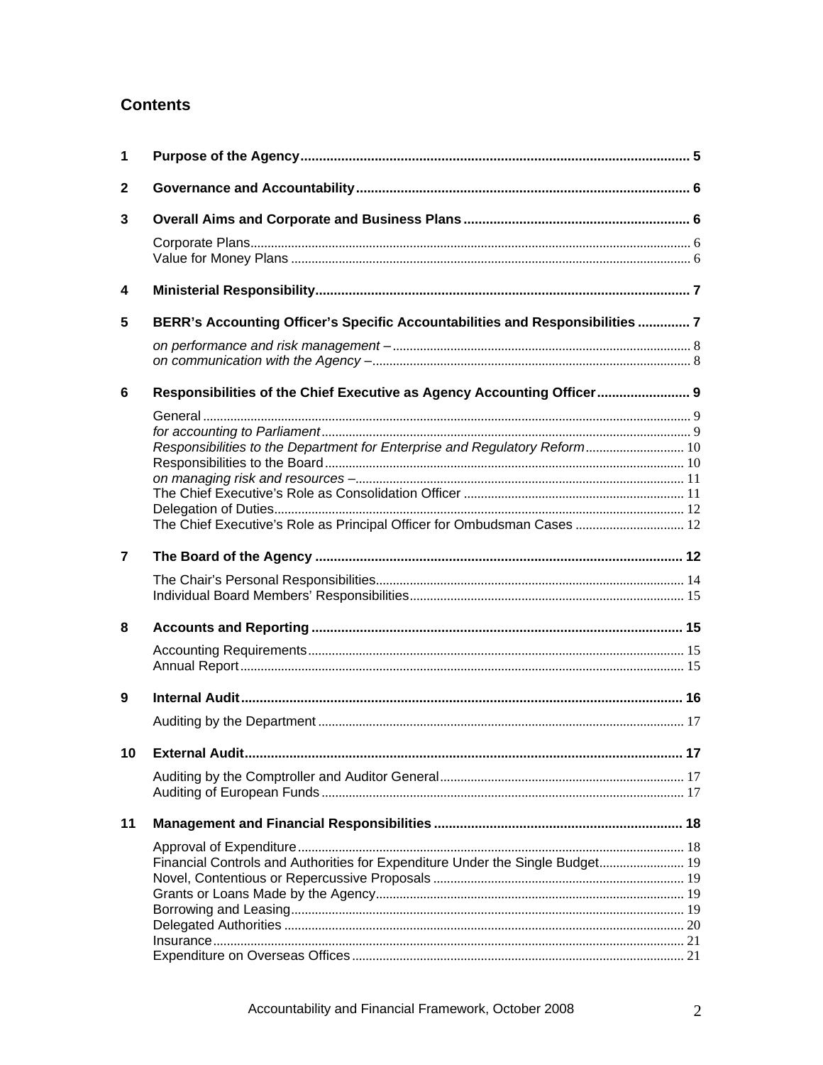## Contents

| | | |
|---|---|---|
| **1** | **Purpose of the Agency** | **5** |
| **2** | **Governance and Accountability** | **6** |
| **3** | **Overall Aims and Corporate and Business Plans** | **6** |
| | Corporate Plans | 6 |
| | Value for Money Plans | 6 |
| **4** | **Ministerial Responsibility** | **7** |
| **5** | **BERR's Accounting Officer's Specific Accountabilities and Responsibilities** | **7** |
| | *on performance and risk management –* | 8 |
| | *on communication with the Agency –* | 8 |
| **6** | **Responsibilities of the Chief Executive as Agency Accounting Officer** | **9** |
| | General | 9 |
| | *for accounting to Parliament* | 9 |
| | *Responsibilities to the Department for Enterprise and Regulatory Reform* | 10 |
| | Responsibilities to the Board | 10 |
| | *on managing risk and resources –* | 11 |
| | The Chief Executive's Role as Consolidation Officer | 11 |
| | Delegation of Duties | 12 |
| | The Chief Executive's Role as Principal Officer for Ombudsman Cases | 12 |
| **7** | **The Board of the Agency** | **12** |
| | The Chair's Personal Responsibilities | 14 |
| | Individual Board Members' Responsibilities | 15 |
| **8** | **Accounts and Reporting** | **15** |
| | Accounting Requirements | 15 |
| | Annual Report | 15 |
| **9** | **Internal Audit** | **16** |
| | Auditing by the Department | 17 |
| **10** | **External Audit** | **17** |
| | Auditing by the Comptroller and Auditor General | 17 |
| | Auditing of European Funds | 17 |
| **11** | **Management and Financial Responsibilities** | **18** |
| | Approval of Expenditure | 18 |
| | Financial Controls and Authorities for Expenditure Under the Single Budget | 19 |
| | Novel, Contentious or Repercussive Proposals | 19 |
| | Grants or Loans Made by the Agency | 19 |
| | Borrowing and Leasing | 19 |
| | Delegated Authorities | 20 |
| | Insurance | 21 |
| | Expenditure on Overseas Offices | 21 |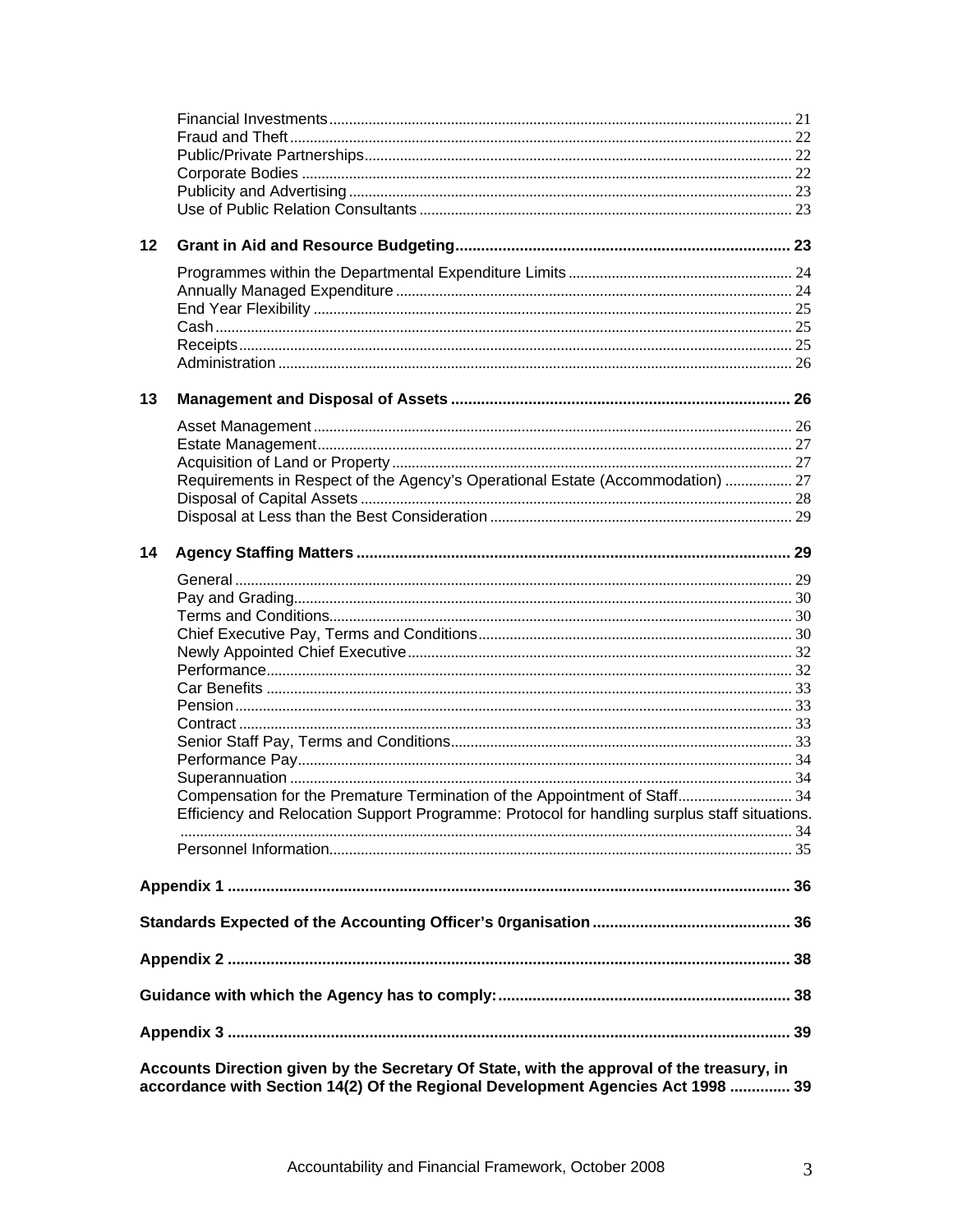Financial Investments ..... 21
Fraud and Theft ..... 22
Public/Private Partnerships ..... 22
Corporate Bodies ..... 22
Publicity and Advertising ..... 23
Use of Public Relation Consultants ..... 23

**12 Grant in Aid and Resource Budgeting ..... 23**

Programmes within the Departmental Expenditure Limits ..... 24
Annually Managed Expenditure ..... 24
End Year Flexibility ..... 25
Cash ..... 25
Receipts ..... 25
Administration ..... 26

**13 Management and Disposal of Assets ..... 26**

Asset Management ..... 26
Estate Management ..... 27
Acquisition of Land or Property ..... 27
Requirements in Respect of the Agency's Operational Estate (Accommodation) ..... 27
Disposal of Capital Assets ..... 28
Disposal at Less than the Best Consideration ..... 29

**14 Agency Staffing Matters ..... 29**

General ..... 29
Pay and Grading ..... 30
Terms and Conditions ..... 30
Chief Executive Pay, Terms and Conditions ..... 30
Newly Appointed Chief Executive ..... 32
Performance ..... 32
Car Benefits ..... 33
Pension ..... 33
Contract ..... 33
Senior Staff Pay, Terms and Conditions ..... 33
Performance Pay ..... 34
Superannuation ..... 34
Compensation for the Premature Termination of the Appointment of Staff ..... 34
Efficiency and Relocation Support Programme: Protocol for handling surplus staff situations. ..... 34
Personnel Information ..... 35

**Appendix 1 ..... 36**

**Standards Expected of the Accounting Officer's 0rganisation ..... 36**

**Appendix 2 ..... 38**

**Guidance with which the Agency has to comply: ..... 38**

**Appendix 3 ..... 39**

**Accounts Direction given by the Secretary Of State, with the approval of the treasury, in accordance with Section 14(2) Of the Regional Development Agencies Act 1998 ..... 39**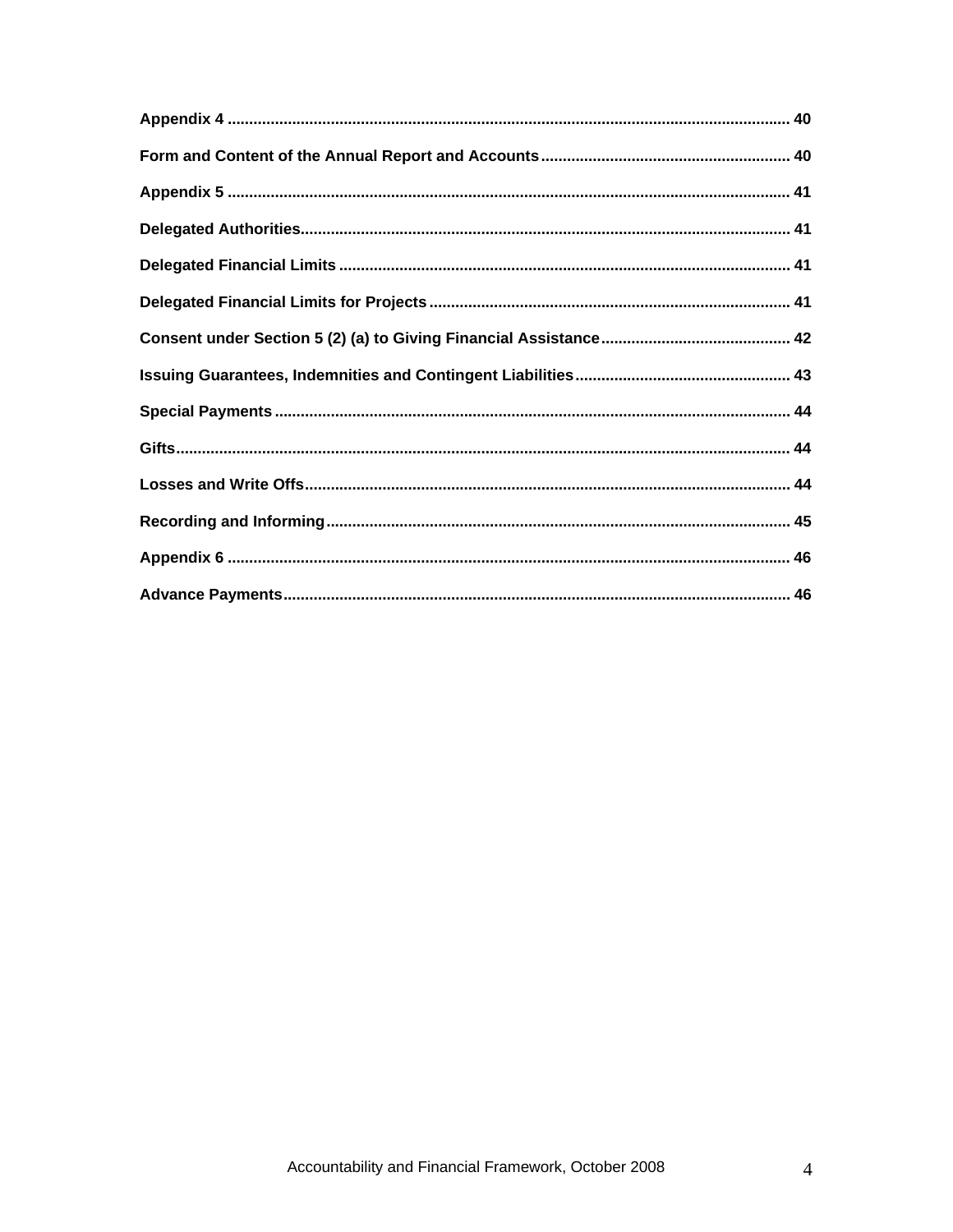**Appendix 4** .................................................................................................................................. 40

**Form and Content of the Annual Report and Accounts** .......................................................... 40

**Appendix 5** .................................................................................................................................. 41

**Delegated Authorities**................................................................................................................. 41

**Delegated Financial Limits** ........................................................................................................ 41

**Delegated Financial Limits for Projects** ................................................................................... 41

**Consent under Section 5 (2) (a) to Giving Financial Assistance** ............................................ 42

**Issuing Guarantees, Indemnities and Contingent Liabilities** .................................................. 43

**Special Payments** ....................................................................................................................... 44

**Gifts**............................................................................................................................................. 44

**Losses and Write Offs**................................................................................................................ 44

**Recording and Informing**........................................................................................................... 45

**Appendix 6** .................................................................................................................................. 46

**Advance Payments**..................................................................................................................... 46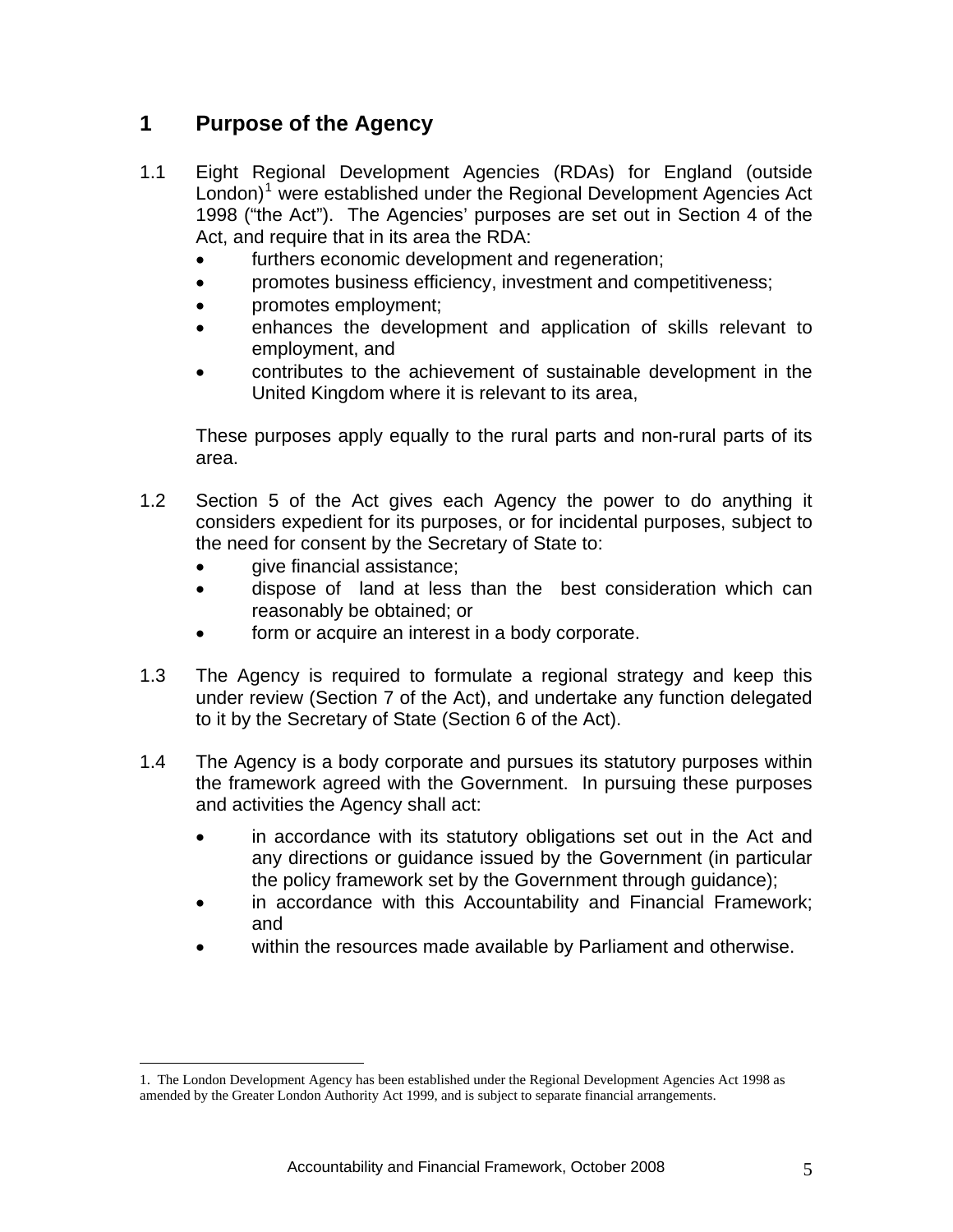# 1 Purpose of the Agency

1.1 Eight Regional Development Agencies (RDAs) for England (outside London)[1] were established under the Regional Development Agencies Act 1998 ("the Act"). The Agencies' purposes are set out in Section 4 of the Act, and require that in its area the RDA:

- furthers economic development and regeneration;
- promotes business efficiency, investment and competitiveness;
- promotes employment;
- enhances the development and application of skills relevant to employment, and
- contributes to the achievement of sustainable development in the United Kingdom where it is relevant to its area,

These purposes apply equally to the rural parts and non-rural parts of its area.

1.2 Section 5 of the Act gives each Agency the power to do anything it considers expedient for its purposes, or for incidental purposes, subject to the need for consent by the Secretary of State to:

- give financial assistance;
- dispose of land at less than the best consideration which can reasonably be obtained; or
- form or acquire an interest in a body corporate.

1.3 The Agency is required to formulate a regional strategy and keep this under review (Section 7 of the Act), and undertake any function delegated to it by the Secretary of State (Section 6 of the Act).

1.4 The Agency is a body corporate and pursues its statutory purposes within the framework agreed with the Government. In pursuing these purposes and activities the Agency shall act:

- in accordance with its statutory obligations set out in the Act and any directions or guidance issued by the Government (in particular the policy framework set by the Government through guidance);
- in accordance with this Accountability and Financial Framework; and
- within the resources made available by Parliament and otherwise.

---

1. The London Development Agency has been established under the Regional Development Agencies Act 1998 as amended by the Greater London Authority Act 1999, and is subject to separate financial arrangements.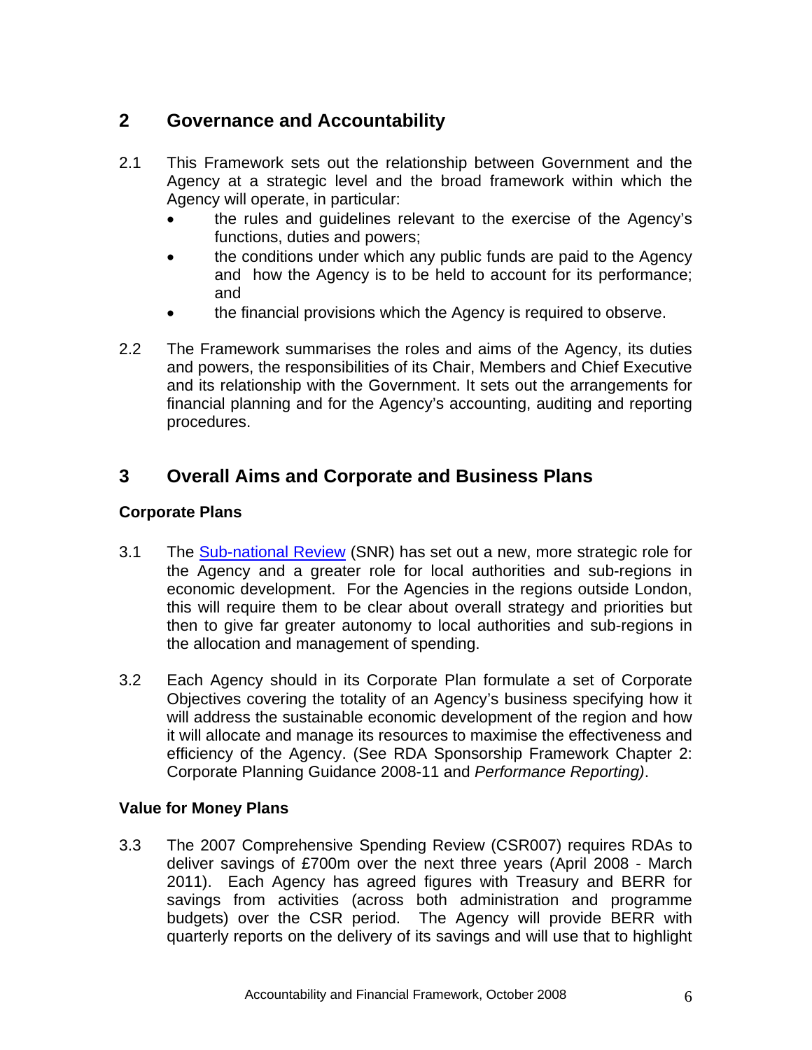## 2 Governance and Accountability

2.1 This Framework sets out the relationship between Government and the Agency at a strategic level and the broad framework within which the Agency will operate, in particular:

- the rules and guidelines relevant to the exercise of the Agency's functions, duties and powers;
- the conditions under which any public funds are paid to the Agency and how the Agency is to be held to account for its performance; and
- the financial provisions which the Agency is required to observe.

2.2 The Framework summarises the roles and aims of the Agency, its duties and powers, the responsibilities of its Chair, Members and Chief Executive and its relationship with the Government. It sets out the arrangements for financial planning and for the Agency's accounting, auditing and reporting procedures.

## 3 Overall Aims and Corporate and Business Plans

### Corporate Plans

3.1 The Sub-national Review (SNR) has set out a new, more strategic role for the Agency and a greater role for local authorities and sub-regions in economic development. For the Agencies in the regions outside London, this will require them to be clear about overall strategy and priorities but then to give far greater autonomy to local authorities and sub-regions in the allocation and management of spending.

3.2 Each Agency should in its Corporate Plan formulate a set of Corporate Objectives covering the totality of an Agency's business specifying how it will address the sustainable economic development of the region and how it will allocate and manage its resources to maximise the effectiveness and efficiency of the Agency. (See RDA Sponsorship Framework Chapter 2: Corporate Planning Guidance 2008-11 and *Performance Reporting)*.

### Value for Money Plans

3.3 The 2007 Comprehensive Spending Review (CSR007) requires RDAs to deliver savings of £700m over the next three years (April 2008 - March 2011). Each Agency has agreed figures with Treasury and BERR for savings from activities (across both administration and programme budgets) over the CSR period. The Agency will provide BERR with quarterly reports on the delivery of its savings and will use that to highlight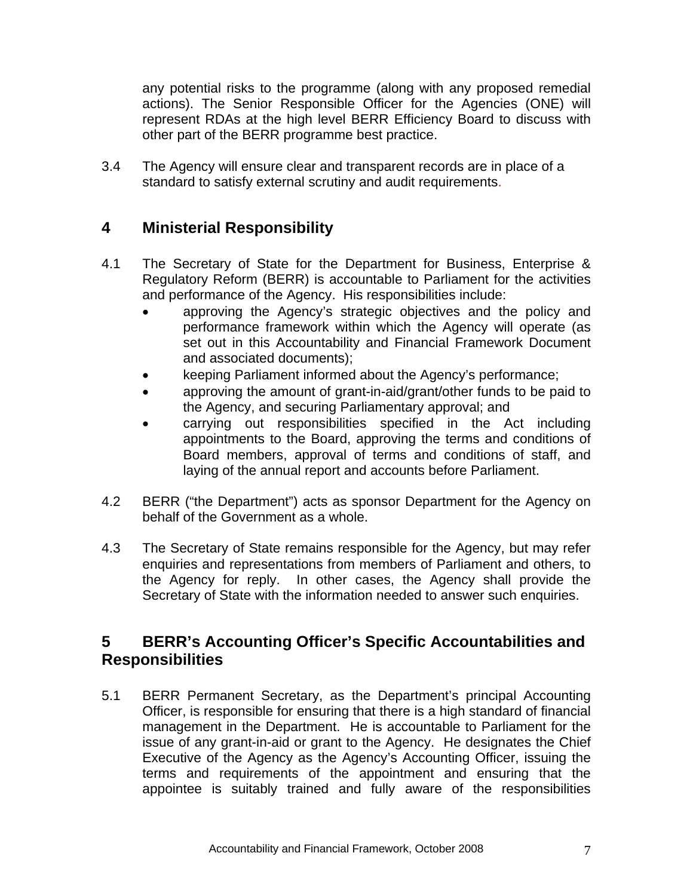any potential risks to the programme (along with any proposed remedial actions). The Senior Responsible Officer for the Agencies (ONE) will represent RDAs at the high level BERR Efficiency Board to discuss with other part of the BERR programme best practice.

3.4 The Agency will ensure clear and transparent records are in place of a standard to satisfy external scrutiny and audit requirements.

## 4 Ministerial Responsibility

4.1 The Secretary of State for the Department for Business, Enterprise & Regulatory Reform (BERR) is accountable to Parliament for the activities and performance of the Agency. His responsibilities include:

- approving the Agency's strategic objectives and the policy and performance framework within which the Agency will operate (as set out in this Accountability and Financial Framework Document and associated documents);
- keeping Parliament informed about the Agency's performance;
- approving the amount of grant-in-aid/grant/other funds to be paid to the Agency, and securing Parliamentary approval; and
- carrying out responsibilities specified in the Act including appointments to the Board, approving the terms and conditions of Board members, approval of terms and conditions of staff, and laying of the annual report and accounts before Parliament.

4.2 BERR ("the Department") acts as sponsor Department for the Agency on behalf of the Government as a whole.

4.3 The Secretary of State remains responsible for the Agency, but may refer enquiries and representations from members of Parliament and others, to the Agency for reply. In other cases, the Agency shall provide the Secretary of State with the information needed to answer such enquiries.

## 5 BERR's Accounting Officer's Specific Accountabilities and Responsibilities

5.1 BERR Permanent Secretary, as the Department's principal Accounting Officer, is responsible for ensuring that there is a high standard of financial management in the Department. He is accountable to Parliament for the issue of any grant-in-aid or grant to the Agency. He designates the Chief Executive of the Agency as the Agency's Accounting Officer, issuing the terms and requirements of the appointment and ensuring that the appointee is suitably trained and fully aware of the responsibilities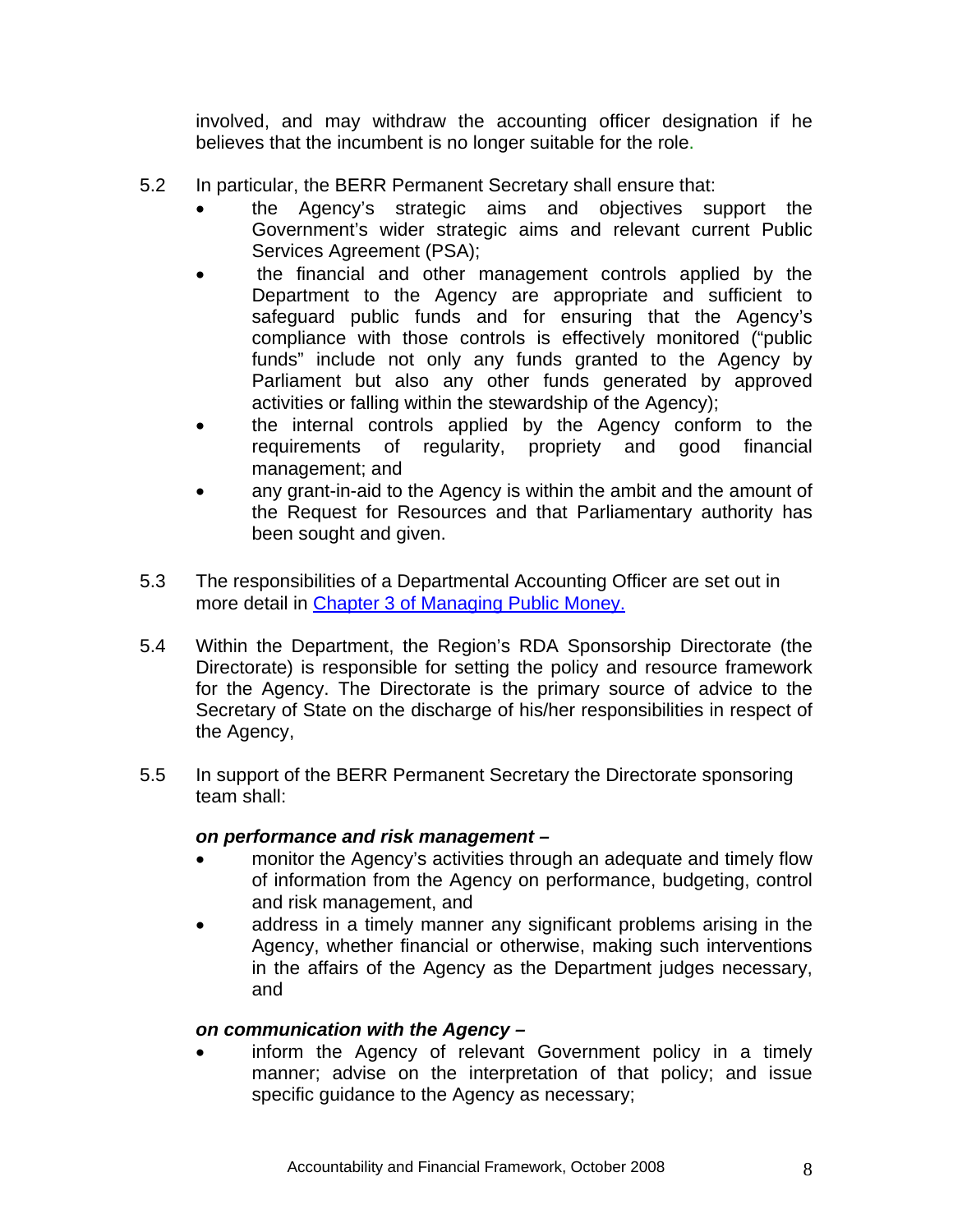involved, and may withdraw the accounting officer designation if he believes that the incumbent is no longer suitable for the role.

5.2 In particular, the BERR Permanent Secretary shall ensure that:

- the Agency's strategic aims and objectives support the Government's wider strategic aims and relevant current Public Services Agreement (PSA);
- the financial and other management controls applied by the Department to the Agency are appropriate and sufficient to safeguard public funds and for ensuring that the Agency's compliance with those controls is effectively monitored ("public funds" include not only any funds granted to the Agency by Parliament but also any other funds generated by approved activities or falling within the stewardship of the Agency);
- the internal controls applied by the Agency conform to the requirements of regularity, propriety and good financial management; and
- any grant-in-aid to the Agency is within the ambit and the amount of the Request for Resources and that Parliamentary authority has been sought and given.

5.3 The responsibilities of a Departmental Accounting Officer are set out in more detail in [Chapter 3 of Managing Public Money.]

5.4 Within the Department, the Region's RDA Sponsorship Directorate (the Directorate) is responsible for setting the policy and resource framework for the Agency. The Directorate is the primary source of advice to the Secretary of State on the discharge of his/her responsibilities in respect of the Agency,

5.5 In support of the BERR Permanent Secretary the Directorate sponsoring team shall:

***on performance and risk management –***

- monitor the Agency's activities through an adequate and timely flow of information from the Agency on performance, budgeting, control and risk management, and
- address in a timely manner any significant problems arising in the Agency, whether financial or otherwise, making such interventions in the affairs of the Agency as the Department judges necessary, and

***on communication with the Agency –***

- inform the Agency of relevant Government policy in a timely manner; advise on the interpretation of that policy; and issue specific guidance to the Agency as necessary;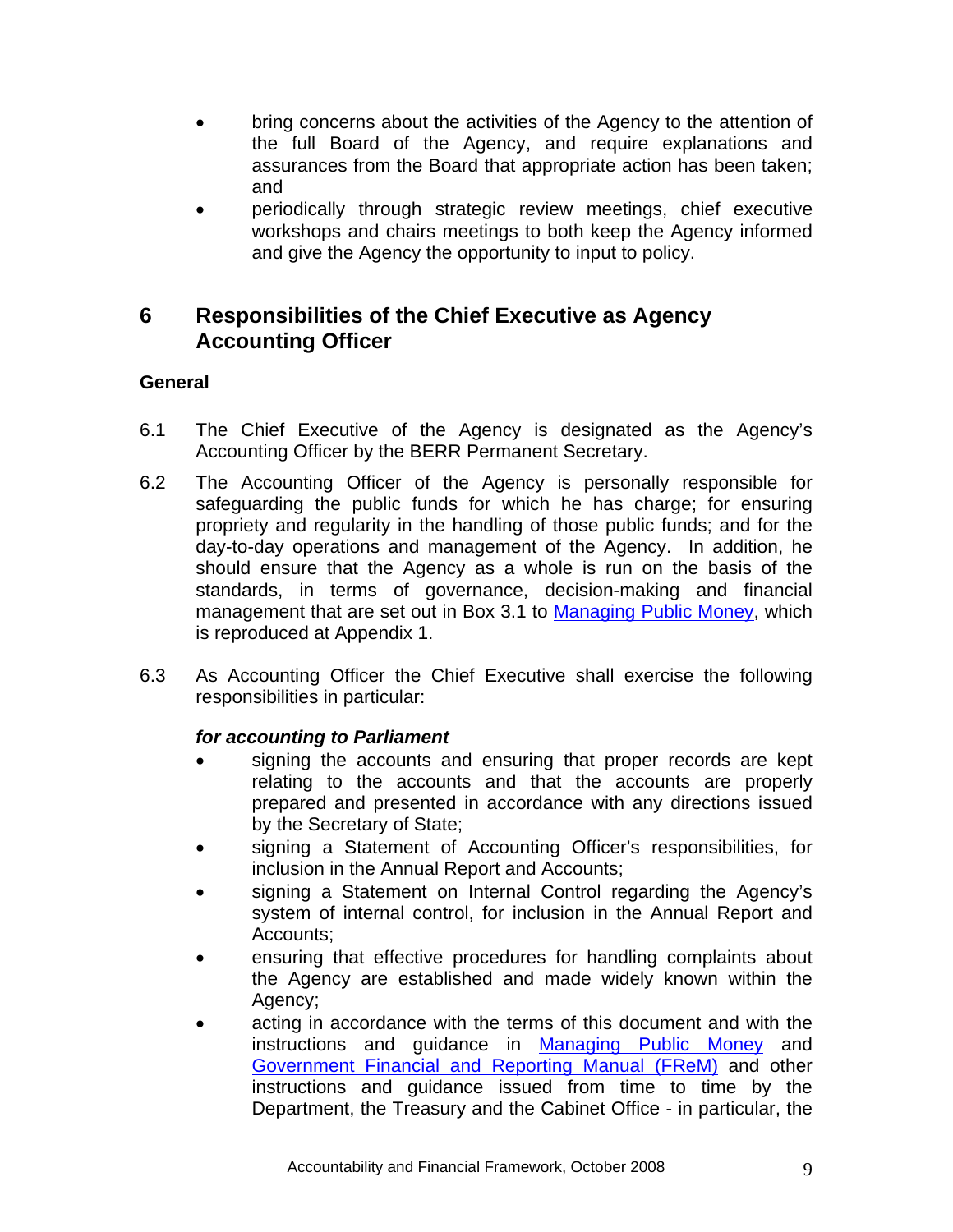- bring concerns about the activities of the Agency to the attention of the full Board of the Agency, and require explanations and assurances from the Board that appropriate action has been taken; and
- periodically through strategic review meetings, chief executive workshops and chairs meetings to both keep the Agency informed and give the Agency the opportunity to input to policy.

## 6 Responsibilities of the Chief Executive as Agency Accounting Officer

### General

6.1 The Chief Executive of the Agency is designated as the Agency's Accounting Officer by the BERR Permanent Secretary.

6.2 The Accounting Officer of the Agency is personally responsible for safeguarding the public funds for which he has charge; for ensuring propriety and regularity in the handling of those public funds; and for the day-to-day operations and management of the Agency. In addition, he should ensure that the Agency as a whole is run on the basis of the standards, in terms of governance, decision-making and financial management that are set out in Box 3.1 to Managing Public Money, which is reproduced at Appendix 1.

6.3 As Accounting Officer the Chief Executive shall exercise the following responsibilities in particular:

***for accounting to Parliament***

- signing the accounts and ensuring that proper records are kept relating to the accounts and that the accounts are properly prepared and presented in accordance with any directions issued by the Secretary of State;
- signing a Statement of Accounting Officer's responsibilities, for inclusion in the Annual Report and Accounts;
- signing a Statement on Internal Control regarding the Agency's system of internal control, for inclusion in the Annual Report and Accounts;
- ensuring that effective procedures for handling complaints about the Agency are established and made widely known within the Agency;
- acting in accordance with the terms of this document and with the instructions and guidance in Managing Public Money and Government Financial and Reporting Manual (FReM) and other instructions and guidance issued from time to time by the Department, the Treasury and the Cabinet Office - in particular, the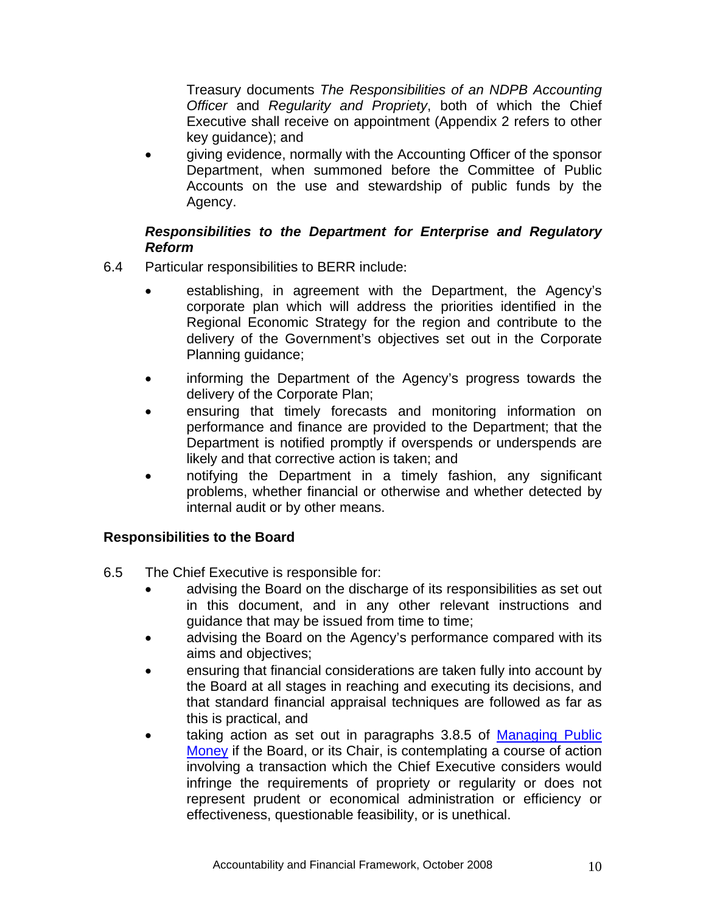Treasury documents *The Responsibilities of an NDPB Accounting Officer* and *Regularity and Propriety*, both of which the Chief Executive shall receive on appointment (Appendix 2 refers to other key guidance); and

- giving evidence, normally with the Accounting Officer of the sponsor Department, when summoned before the Committee of Public Accounts on the use and stewardship of public funds by the Agency.

***Responsibilities to the Department for Enterprise and Regulatory Reform***

6.4 Particular responsibilities to BERR include:

- establishing, in agreement with the Department, the Agency's corporate plan which will address the priorities identified in the Regional Economic Strategy for the region and contribute to the delivery of the Government's objectives set out in the Corporate Planning guidance;
- informing the Department of the Agency's progress towards the delivery of the Corporate Plan;
- ensuring that timely forecasts and monitoring information on performance and finance are provided to the Department; that the Department is notified promptly if overspends or underspends are likely and that corrective action is taken; and
- notifying the Department in a timely fashion, any significant problems, whether financial or otherwise and whether detected by internal audit or by other means.

**Responsibilities to the Board**

6.5 The Chief Executive is responsible for:

- advising the Board on the discharge of its responsibilities as set out in this document, and in any other relevant instructions and guidance that may be issued from time to time;
- advising the Board on the Agency's performance compared with its aims and objectives;
- ensuring that financial considerations are taken fully into account by the Board at all stages in reaching and executing its decisions, and that standard financial appraisal techniques are followed as far as this is practical, and
- taking action as set out in paragraphs 3.8.5 of Managing Public Money if the Board, or its Chair, is contemplating a course of action involving a transaction which the Chief Executive considers would infringe the requirements of propriety or regularity or does not represent prudent or economical administration or efficiency or effectiveness, questionable feasibility, or is unethical.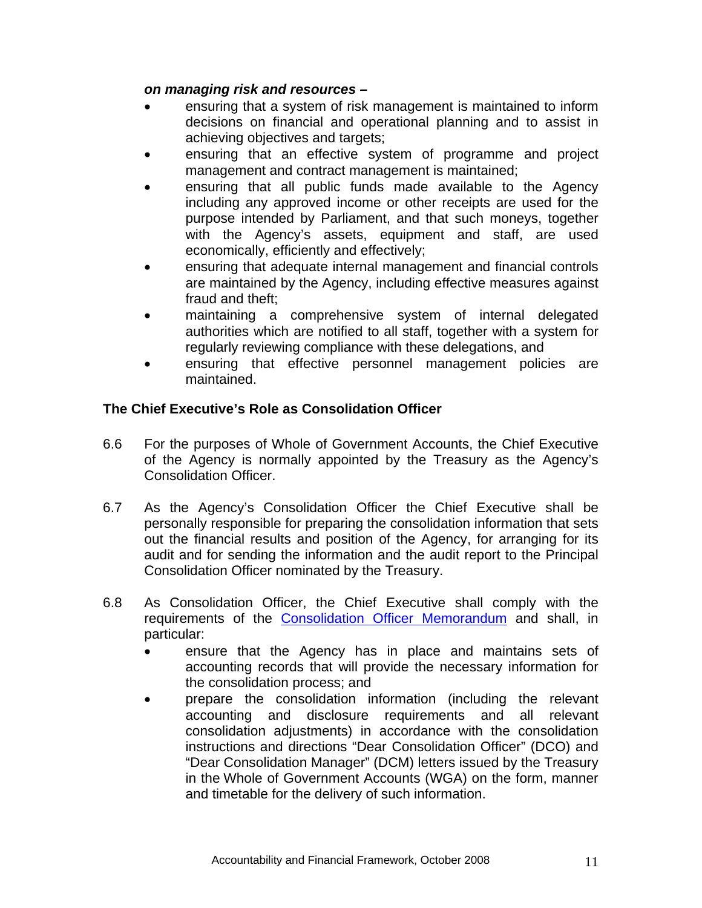***on managing risk and resources –***

- ensuring that a system of risk management is maintained to inform decisions on financial and operational planning and to assist in achieving objectives and targets;
- ensuring that an effective system of programme and project management and contract management is maintained;
- ensuring that all public funds made available to the Agency including any approved income or other receipts are used for the purpose intended by Parliament, and that such moneys, together with the Agency's assets, equipment and staff, are used economically, efficiently and effectively;
- ensuring that adequate internal management and financial controls are maintained by the Agency, including effective measures against fraud and theft;
- maintaining a comprehensive system of internal delegated authorities which are notified to all staff, together with a system for regularly reviewing compliance with these delegations, and
- ensuring that effective personnel management policies are maintained.

**The Chief Executive's Role as Consolidation Officer**

6.6 For the purposes of Whole of Government Accounts, the Chief Executive of the Agency is normally appointed by the Treasury as the Agency's Consolidation Officer.

6.7 As the Agency's Consolidation Officer the Chief Executive shall be personally responsible for preparing the consolidation information that sets out the financial results and position of the Agency, for arranging for its audit and for sending the information and the audit report to the Principal Consolidation Officer nominated by the Treasury.

6.8 As Consolidation Officer, the Chief Executive shall comply with the requirements of the Consolidation Officer Memorandum and shall, in particular:

- ensure that the Agency has in place and maintains sets of accounting records that will provide the necessary information for the consolidation process; and
- prepare the consolidation information (including the relevant accounting and disclosure requirements and all relevant consolidation adjustments) in accordance with the consolidation instructions and directions "Dear Consolidation Officer" (DCO) and "Dear Consolidation Manager" (DCM) letters issued by the Treasury in the Whole of Government Accounts (WGA) on the form, manner and timetable for the delivery of such information.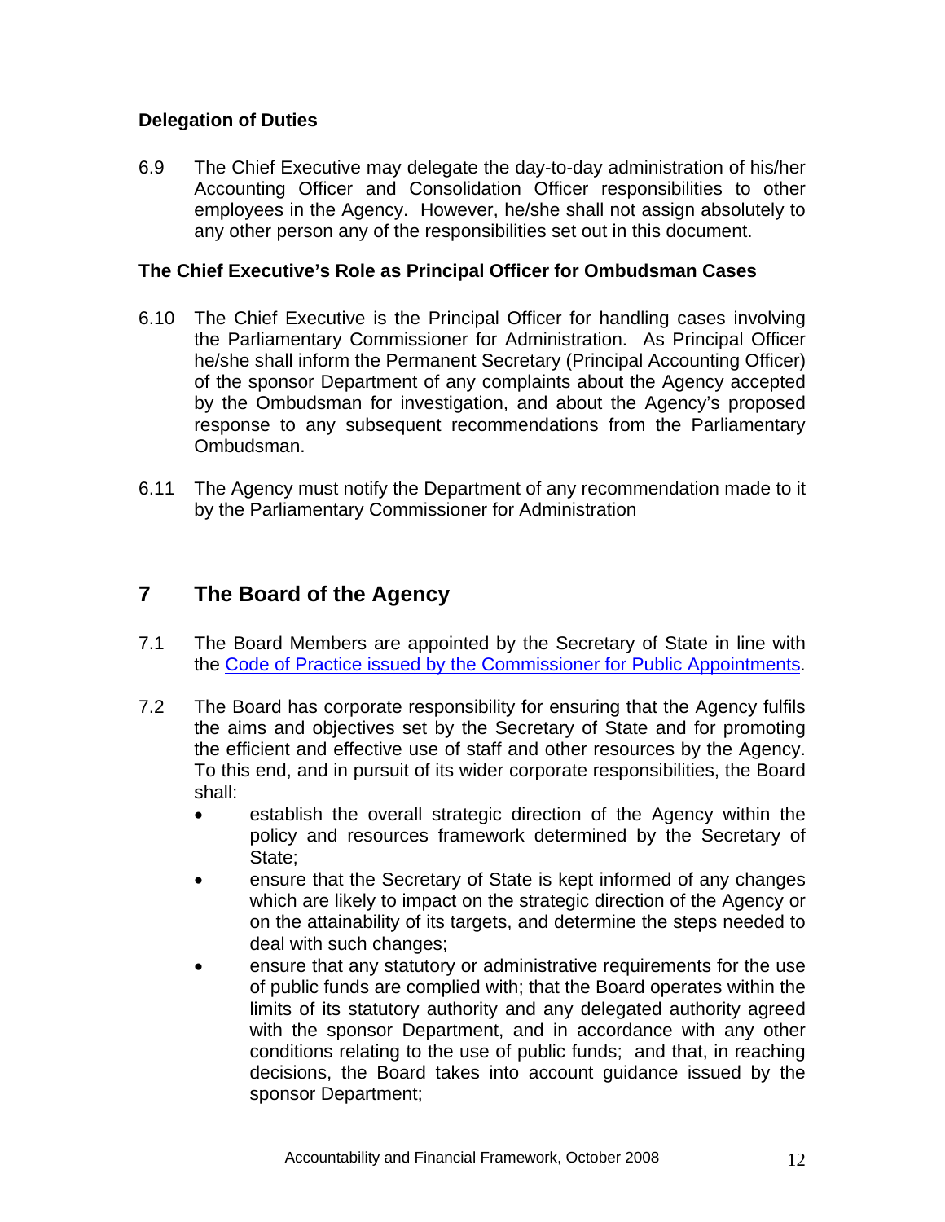### Delegation of Duties

6.9 The Chief Executive may delegate the day-to-day administration of his/her Accounting Officer and Consolidation Officer responsibilities to other employees in the Agency. However, he/she shall not assign absolutely to any other person any of the responsibilities set out in this document.

### The Chief Executive's Role as Principal Officer for Ombudsman Cases

6.10 The Chief Executive is the Principal Officer for handling cases involving the Parliamentary Commissioner for Administration. As Principal Officer he/she shall inform the Permanent Secretary (Principal Accounting Officer) of the sponsor Department of any complaints about the Agency accepted by the Ombudsman for investigation, and about the Agency's proposed response to any subsequent recommendations from the Parliamentary Ombudsman.

6.11 The Agency must notify the Department of any recommendation made to it by the Parliamentary Commissioner for Administration

## 7 The Board of the Agency

7.1 The Board Members are appointed by the Secretary of State in line with the Code of Practice issued by the Commissioner for Public Appointments.

7.2 The Board has corporate responsibility for ensuring that the Agency fulfils the aims and objectives set by the Secretary of State and for promoting the efficient and effective use of staff and other resources by the Agency. To this end, and in pursuit of its wider corporate responsibilities, the Board shall:

- establish the overall strategic direction of the Agency within the policy and resources framework determined by the Secretary of State;
- ensure that the Secretary of State is kept informed of any changes which are likely to impact on the strategic direction of the Agency or on the attainability of its targets, and determine the steps needed to deal with such changes;
- ensure that any statutory or administrative requirements for the use of public funds are complied with; that the Board operates within the limits of its statutory authority and any delegated authority agreed with the sponsor Department, and in accordance with any other conditions relating to the use of public funds; and that, in reaching decisions, the Board takes into account guidance issued by the sponsor Department;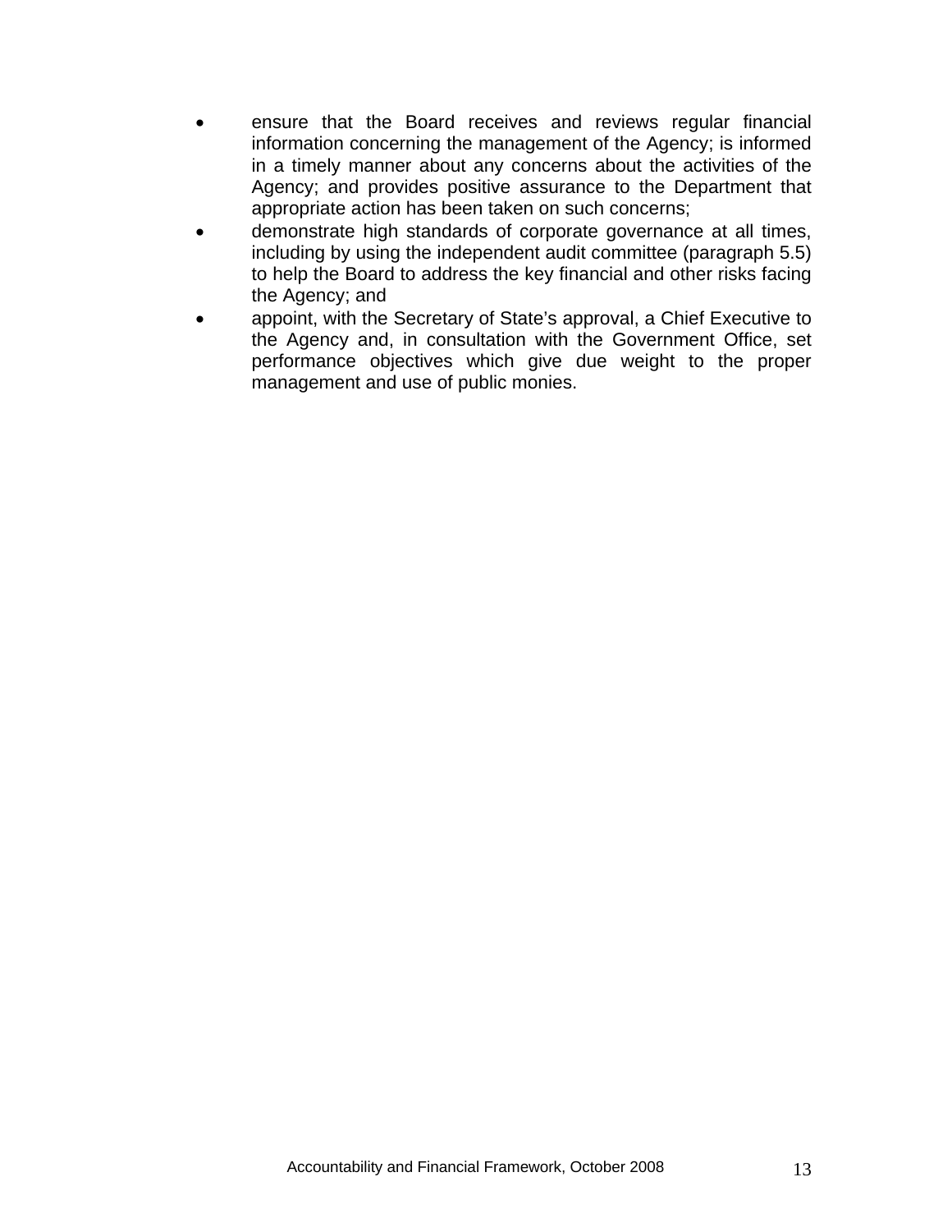- ensure that the Board receives and reviews regular financial information concerning the management of the Agency; is informed in a timely manner about any concerns about the activities of the Agency; and provides positive assurance to the Department that appropriate action has been taken on such concerns;
- demonstrate high standards of corporate governance at all times, including by using the independent audit committee (paragraph 5.5) to help the Board to address the key financial and other risks facing the Agency; and
- appoint, with the Secretary of State's approval, a Chief Executive to the Agency and, in consultation with the Government Office, set performance objectives which give due weight to the proper management and use of public monies.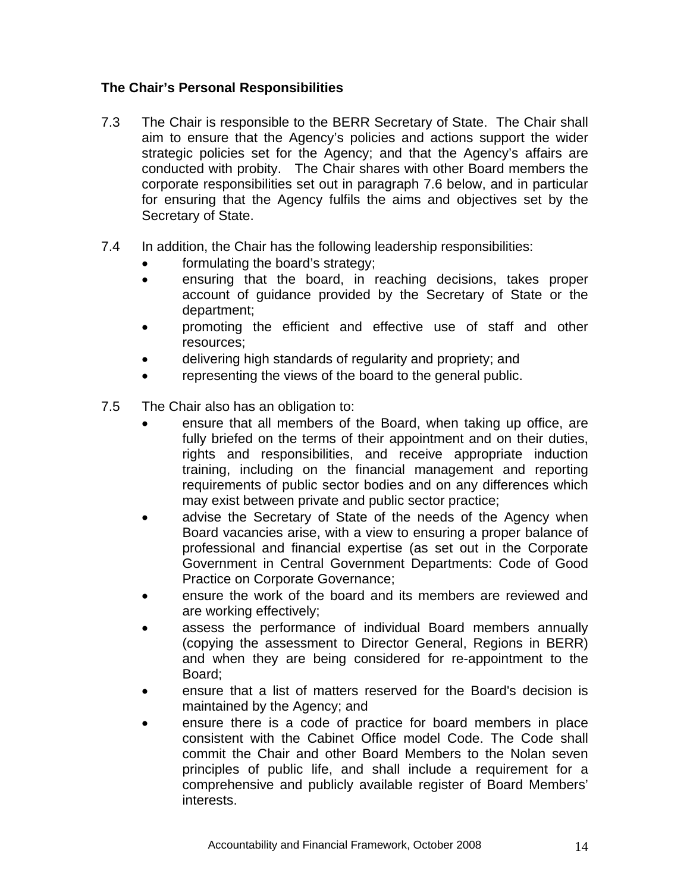**The Chair's Personal Responsibilities**

7.3 The Chair is responsible to the BERR Secretary of State. The Chair shall aim to ensure that the Agency's policies and actions support the wider strategic policies set for the Agency; and that the Agency's affairs are conducted with probity. The Chair shares with other Board members the corporate responsibilities set out in paragraph 7.6 below, and in particular for ensuring that the Agency fulfils the aims and objectives set by the Secretary of State.

7.4 In addition, the Chair has the following leadership responsibilities:

- formulating the board's strategy;
- ensuring that the board, in reaching decisions, takes proper account of guidance provided by the Secretary of State or the department;
- promoting the efficient and effective use of staff and other resources;
- delivering high standards of regularity and propriety; and
- representing the views of the board to the general public.

7.5 The Chair also has an obligation to:

- ensure that all members of the Board, when taking up office, are fully briefed on the terms of their appointment and on their duties, rights and responsibilities, and receive appropriate induction training, including on the financial management and reporting requirements of public sector bodies and on any differences which may exist between private and public sector practice;
- advise the Secretary of State of the needs of the Agency when Board vacancies arise, with a view to ensuring a proper balance of professional and financial expertise (as set out in the Corporate Government in Central Government Departments: Code of Good Practice on Corporate Governance;
- ensure the work of the board and its members are reviewed and are working effectively;
- assess the performance of individual Board members annually (copying the assessment to Director General, Regions in BERR) and when they are being considered for re-appointment to the Board;
- ensure that a list of matters reserved for the Board's decision is maintained by the Agency; and
- ensure there is a code of practice for board members in place consistent with the Cabinet Office model Code. The Code shall commit the Chair and other Board Members to the Nolan seven principles of public life, and shall include a requirement for a comprehensive and publicly available register of Board Members' interests.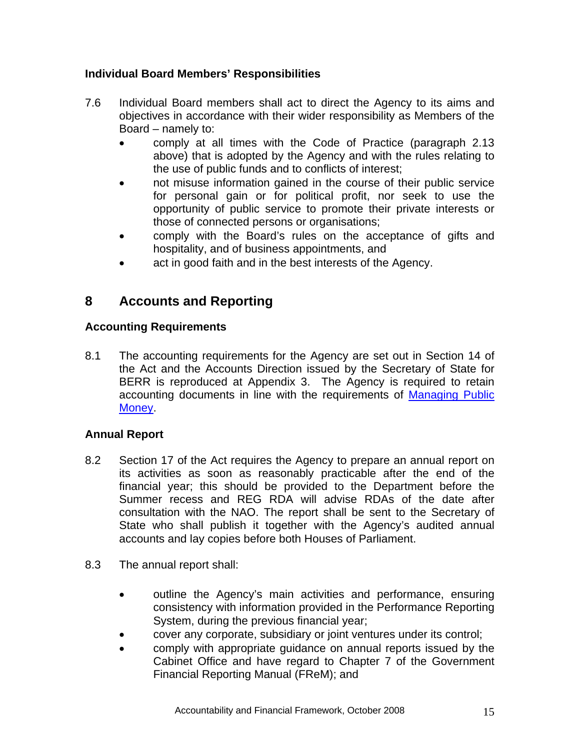### Individual Board Members' Responsibilities

7.6 Individual Board members shall act to direct the Agency to its aims and objectives in accordance with their wider responsibility as Members of the Board – namely to:

- comply at all times with the Code of Practice (paragraph 2.13 above) that is adopted by the Agency and with the rules relating to the use of public funds and to conflicts of interest;
- not misuse information gained in the course of their public service for personal gain or for political profit, nor seek to use the opportunity of public service to promote their private interests or those of connected persons or organisations;
- comply with the Board's rules on the acceptance of gifts and hospitality, and of business appointments, and
- act in good faith and in the best interests of the Agency.

## 8 Accounts and Reporting

### Accounting Requirements

8.1 The accounting requirements for the Agency are set out in Section 14 of the Act and the Accounts Direction issued by the Secretary of State for BERR is reproduced at Appendix 3. The Agency is required to retain accounting documents in line with the requirements of [Managing Public Money](Managing Public Money).

### Annual Report

8.2 Section 17 of the Act requires the Agency to prepare an annual report on its activities as soon as reasonably practicable after the end of the financial year; this should be provided to the Department before the Summer recess and REG RDA will advise RDAs of the date after consultation with the NAO. The report shall be sent to the Secretary of State who shall publish it together with the Agency's audited annual accounts and lay copies before both Houses of Parliament.

8.3 The annual report shall:

- outline the Agency's main activities and performance, ensuring consistency with information provided in the Performance Reporting System, during the previous financial year;
- cover any corporate, subsidiary or joint ventures under its control;
- comply with appropriate guidance on annual reports issued by the Cabinet Office and have regard to Chapter 7 of the Government Financial Reporting Manual (FReM); and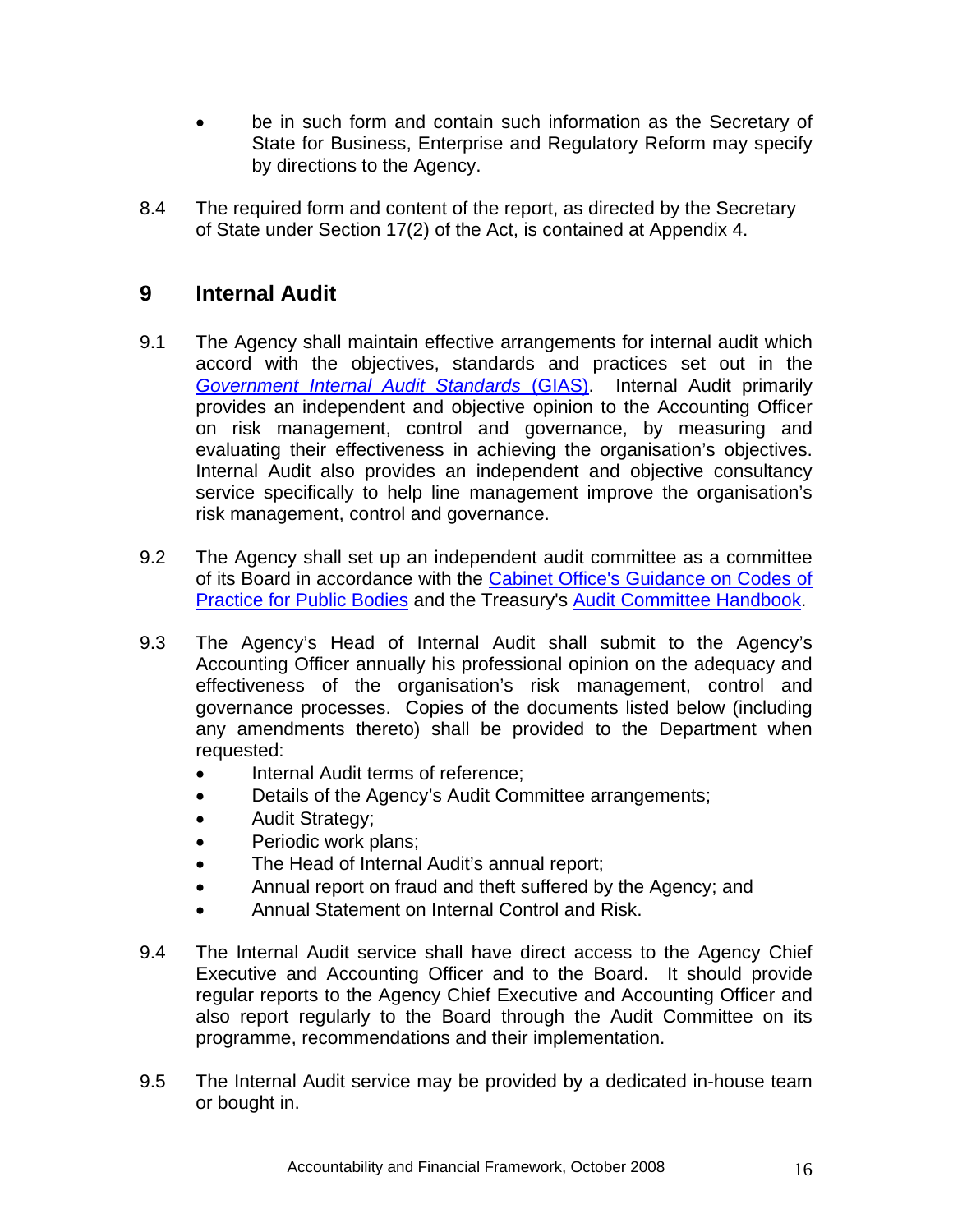- be in such form and contain such information as the Secretary of State for Business, Enterprise and Regulatory Reform may specify by directions to the Agency.

8.4 The required form and content of the report, as directed by the Secretary of State under Section 17(2) of the Act, is contained at Appendix 4.

## 9 Internal Audit

9.1 The Agency shall maintain effective arrangements for internal audit which accord with the objectives, standards and practices set out in the *Government Internal Audit Standards* (GIAS). Internal Audit primarily provides an independent and objective opinion to the Accounting Officer on risk management, control and governance, by measuring and evaluating their effectiveness in achieving the organisation's objectives. Internal Audit also provides an independent and objective consultancy service specifically to help line management improve the organisation's risk management, control and governance.

9.2 The Agency shall set up an independent audit committee as a committee of its Board in accordance with the Cabinet Office's Guidance on Codes of Practice for Public Bodies and the Treasury's Audit Committee Handbook.

9.3 The Agency's Head of Internal Audit shall submit to the Agency's Accounting Officer annually his professional opinion on the adequacy and effectiveness of the organisation's risk management, control and governance processes. Copies of the documents listed below (including any amendments thereto) shall be provided to the Department when requested:

- Internal Audit terms of reference;
- Details of the Agency's Audit Committee arrangements;
- Audit Strategy;
- Periodic work plans;
- The Head of Internal Audit's annual report;
- Annual report on fraud and theft suffered by the Agency; and
- Annual Statement on Internal Control and Risk.

9.4 The Internal Audit service shall have direct access to the Agency Chief Executive and Accounting Officer and to the Board. It should provide regular reports to the Agency Chief Executive and Accounting Officer and also report regularly to the Board through the Audit Committee on its programme, recommendations and their implementation.

9.5 The Internal Audit service may be provided by a dedicated in-house team or bought in.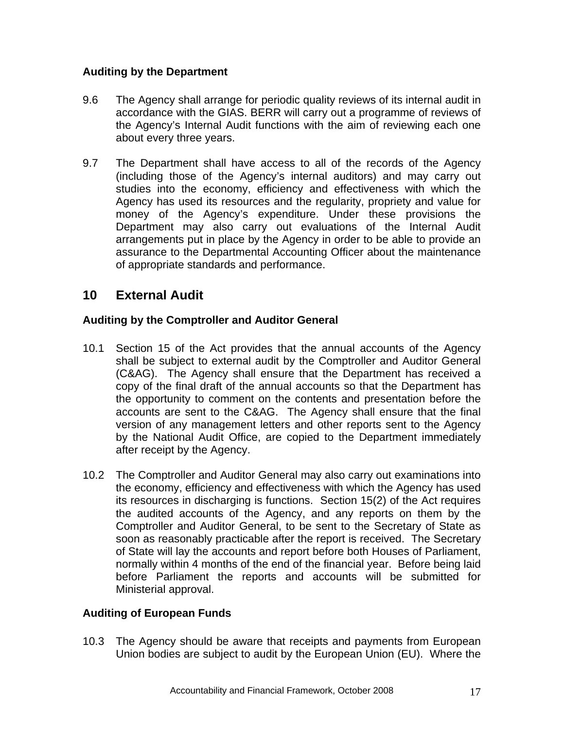### Auditing by the Department

9.6 The Agency shall arrange for periodic quality reviews of its internal audit in accordance with the GIAS. BERR will carry out a programme of reviews of the Agency's Internal Audit functions with the aim of reviewing each one about every three years.

9.7 The Department shall have access to all of the records of the Agency (including those of the Agency's internal auditors) and may carry out studies into the economy, efficiency and effectiveness with which the Agency has used its resources and the regularity, propriety and value for money of the Agency's expenditure. Under these provisions the Department may also carry out evaluations of the Internal Audit arrangements put in place by the Agency in order to be able to provide an assurance to the Departmental Accounting Officer about the maintenance of appropriate standards and performance.

## 10 External Audit

### Auditing by the Comptroller and Auditor General

10.1 Section 15 of the Act provides that the annual accounts of the Agency shall be subject to external audit by the Comptroller and Auditor General (C&AG). The Agency shall ensure that the Department has received a copy of the final draft of the annual accounts so that the Department has the opportunity to comment on the contents and presentation before the accounts are sent to the C&AG. The Agency shall ensure that the final version of any management letters and other reports sent to the Agency by the National Audit Office, are copied to the Department immediately after receipt by the Agency.

10.2 The Comptroller and Auditor General may also carry out examinations into the economy, efficiency and effectiveness with which the Agency has used its resources in discharging is functions. Section 15(2) of the Act requires the audited accounts of the Agency, and any reports on them by the Comptroller and Auditor General, to be sent to the Secretary of State as soon as reasonably practicable after the report is received. The Secretary of State will lay the accounts and report before both Houses of Parliament, normally within 4 months of the end of the financial year. Before being laid before Parliament the reports and accounts will be submitted for Ministerial approval.

### Auditing of European Funds

10.3 The Agency should be aware that receipts and payments from European Union bodies are subject to audit by the European Union (EU). Where the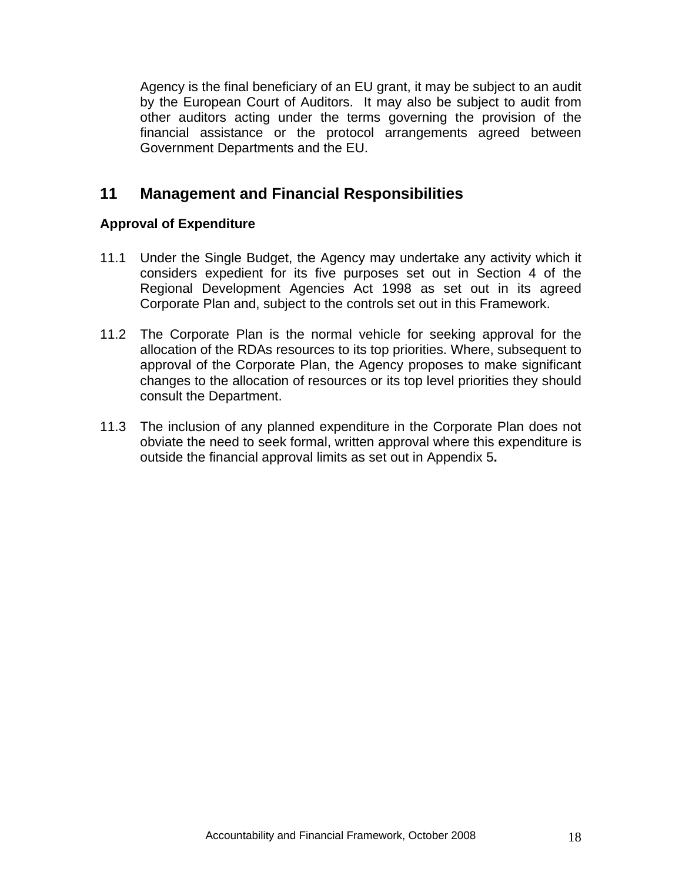Agency is the final beneficiary of an EU grant, it may be subject to an audit by the European Court of Auditors. It may also be subject to audit from other auditors acting under the terms governing the provision of the financial assistance or the protocol arrangements agreed between Government Departments and the EU.

## 11 Management and Financial Responsibilities

### Approval of Expenditure

11.1 Under the Single Budget, the Agency may undertake any activity which it considers expedient for its five purposes set out in Section 4 of the Regional Development Agencies Act 1998 as set out in its agreed Corporate Plan and, subject to the controls set out in this Framework.

11.2 The Corporate Plan is the normal vehicle for seeking approval for the allocation of the RDAs resources to its top priorities. Where, subsequent to approval of the Corporate Plan, the Agency proposes to make significant changes to the allocation of resources or its top level priorities they should consult the Department.

11.3 The inclusion of any planned expenditure in the Corporate Plan does not obviate the need to seek formal, written approval where this expenditure is outside the financial approval limits as set out in Appendix 5**.**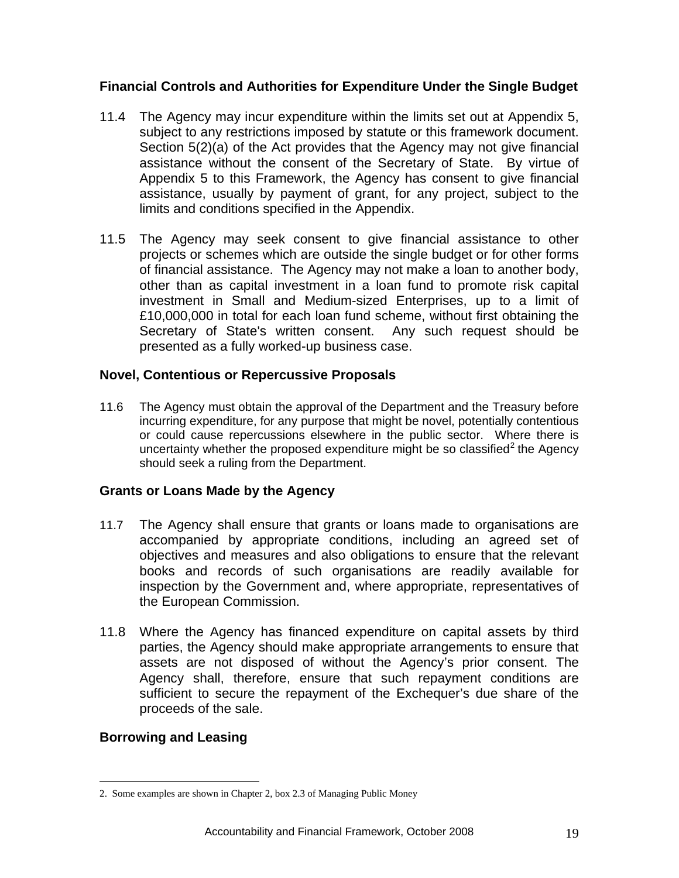### Financial Controls and Authorities for Expenditure Under the Single Budget

11.4 The Agency may incur expenditure within the limits set out at Appendix 5, subject to any restrictions imposed by statute or this framework document. Section 5(2)(a) of the Act provides that the Agency may not give financial assistance without the consent of the Secretary of State. By virtue of Appendix 5 to this Framework, the Agency has consent to give financial assistance, usually by payment of grant, for any project, subject to the limits and conditions specified in the Appendix.

11.5 The Agency may seek consent to give financial assistance to other projects or schemes which are outside the single budget or for other forms of financial assistance. The Agency may not make a loan to another body, other than as capital investment in a loan fund to promote risk capital investment in Small and Medium-sized Enterprises, up to a limit of £10,000,000 in total for each loan fund scheme, without first obtaining the Secretary of State's written consent. Any such request should be presented as a fully worked-up business case.

### Novel, Contentious or Repercussive Proposals

11.6 The Agency must obtain the approval of the Department and the Treasury before incurring expenditure, for any purpose that might be novel, potentially contentious or could cause repercussions elsewhere in the public sector. Where there is uncertainty whether the proposed expenditure might be so classified[2] the Agency should seek a ruling from the Department.

### Grants or Loans Made by the Agency

11.7 The Agency shall ensure that grants or loans made to organisations are accompanied by appropriate conditions, including an agreed set of objectives and measures and also obligations to ensure that the relevant books and records of such organisations are readily available for inspection by the Government and, where appropriate, representatives of the European Commission.

11.8 Where the Agency has financed expenditure on capital assets by third parties, the Agency should make appropriate arrangements to ensure that assets are not disposed of without the Agency's prior consent. The Agency shall, therefore, ensure that such repayment conditions are sufficient to secure the repayment of the Exchequer's due share of the proceeds of the sale.

### Borrowing and Leasing

2. Some examples are shown in Chapter 2, box 2.3 of Managing Public Money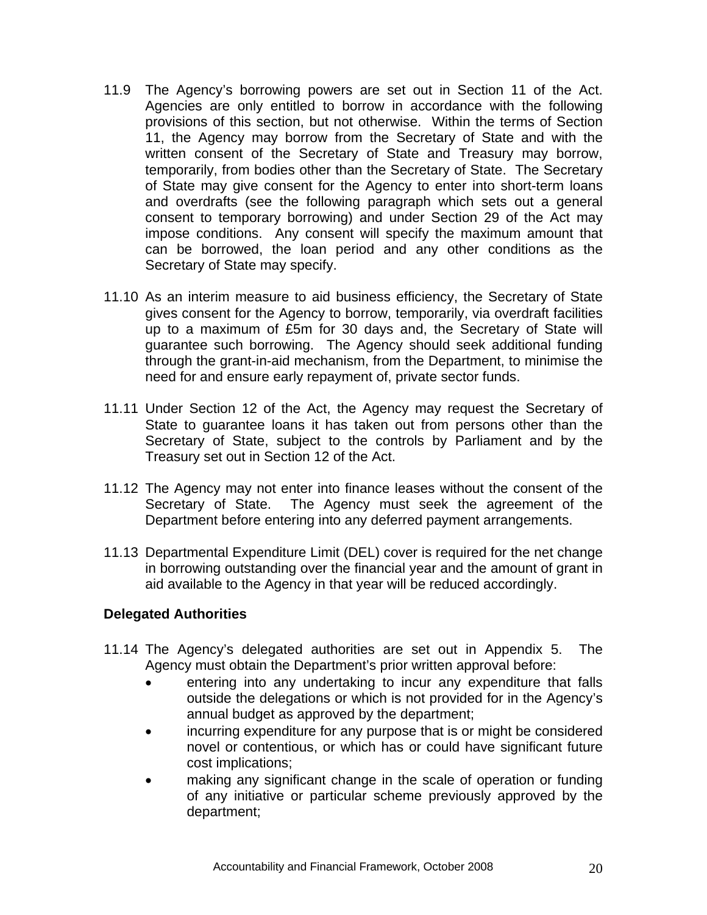11.9 The Agency's borrowing powers are set out in Section 11 of the Act. Agencies are only entitled to borrow in accordance with the following provisions of this section, but not otherwise. Within the terms of Section 11, the Agency may borrow from the Secretary of State and with the written consent of the Secretary of State and Treasury may borrow, temporarily, from bodies other than the Secretary of State. The Secretary of State may give consent for the Agency to enter into short-term loans and overdrafts (see the following paragraph which sets out a general consent to temporary borrowing) and under Section 29 of the Act may impose conditions. Any consent will specify the maximum amount that can be borrowed, the loan period and any other conditions as the Secretary of State may specify.

11.10 As an interim measure to aid business efficiency, the Secretary of State gives consent for the Agency to borrow, temporarily, via overdraft facilities up to a maximum of £5m for 30 days and, the Secretary of State will guarantee such borrowing. The Agency should seek additional funding through the grant-in-aid mechanism, from the Department, to minimise the need for and ensure early repayment of, private sector funds.

11.11 Under Section 12 of the Act, the Agency may request the Secretary of State to guarantee loans it has taken out from persons other than the Secretary of State, subject to the controls by Parliament and by the Treasury set out in Section 12 of the Act.

11.12 The Agency may not enter into finance leases without the consent of the Secretary of State. The Agency must seek the agreement of the Department before entering into any deferred payment arrangements.

11.13 Departmental Expenditure Limit (DEL) cover is required for the net change in borrowing outstanding over the financial year and the amount of grant in aid available to the Agency in that year will be reduced accordingly.

**Delegated Authorities**

11.14 The Agency's delegated authorities are set out in Appendix 5. The Agency must obtain the Department's prior written approval before:

- entering into any undertaking to incur any expenditure that falls outside the delegations or which is not provided for in the Agency's annual budget as approved by the department;
- incurring expenditure for any purpose that is or might be considered novel or contentious, or which has or could have significant future cost implications;
- making any significant change in the scale of operation or funding of any initiative or particular scheme previously approved by the department;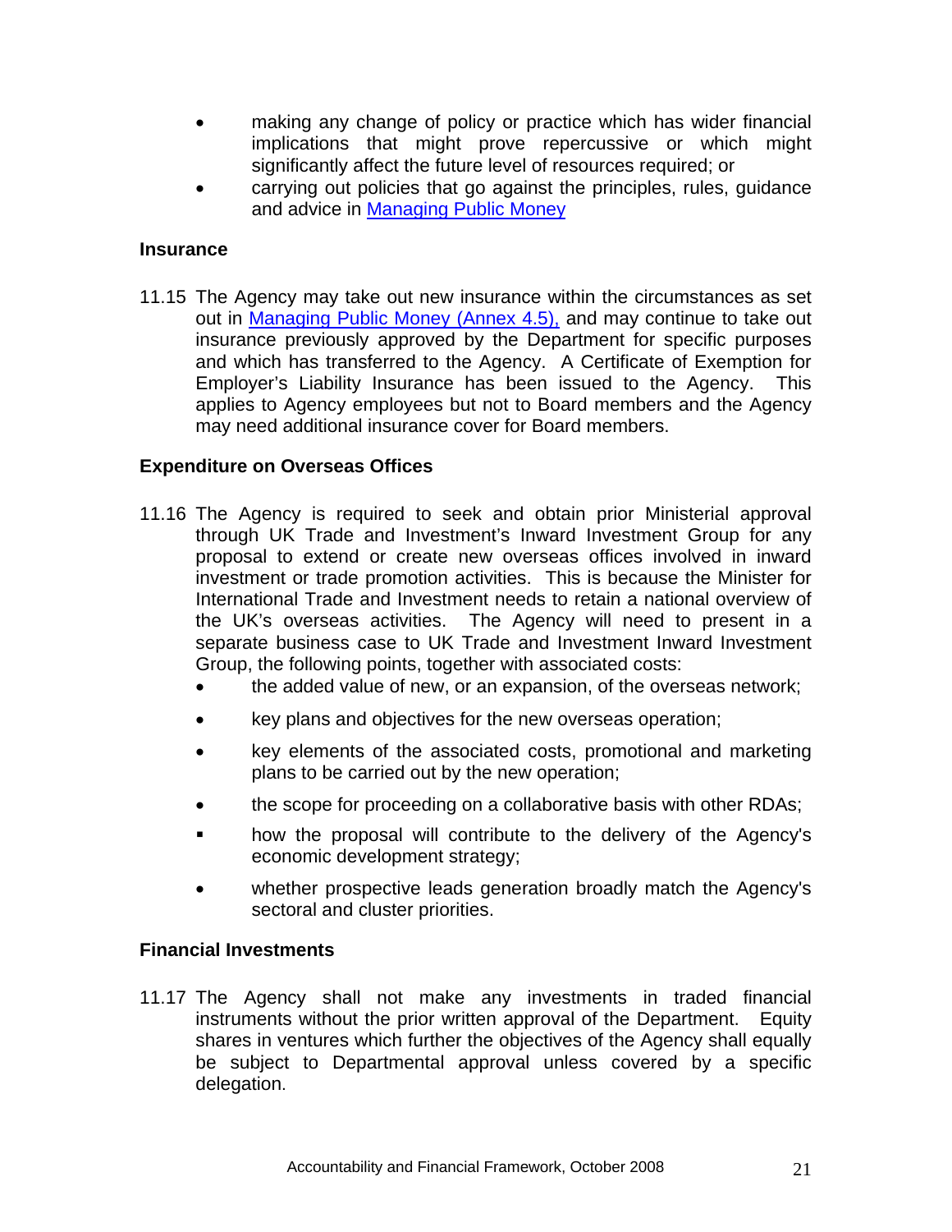- making any change of policy or practice which has wider financial implications that might prove repercussive or which might significantly affect the future level of resources required; or
- carrying out policies that go against the principles, rules, guidance and advice in [Managing Public Money](#)

**Insurance**

11.15 The Agency may take out new insurance within the circumstances as set out in [Managing Public Money (Annex 4.5),](#) and may continue to take out insurance previously approved by the Department for specific purposes and which has transferred to the Agency. A Certificate of Exemption for Employer's Liability Insurance has been issued to the Agency. This applies to Agency employees but not to Board members and the Agency may need additional insurance cover for Board members.

**Expenditure on Overseas Offices**

11.16 The Agency is required to seek and obtain prior Ministerial approval through UK Trade and Investment's Inward Investment Group for any proposal to extend or create new overseas offices involved in inward investment or trade promotion activities. This is because the Minister for International Trade and Investment needs to retain a national overview of the UK's overseas activities. The Agency will need to present in a separate business case to UK Trade and Investment Inward Investment Group, the following points, together with associated costs:

- the added value of new, or an expansion, of the overseas network;
- key plans and objectives for the new overseas operation;
- key elements of the associated costs, promotional and marketing plans to be carried out by the new operation;
- the scope for proceeding on a collaborative basis with other RDAs;
- how the proposal will contribute to the delivery of the Agency's economic development strategy;
- whether prospective leads generation broadly match the Agency's sectoral and cluster priorities.

**Financial Investments**

11.17 The Agency shall not make any investments in traded financial instruments without the prior written approval of the Department. Equity shares in ventures which further the objectives of the Agency shall equally be subject to Departmental approval unless covered by a specific delegation.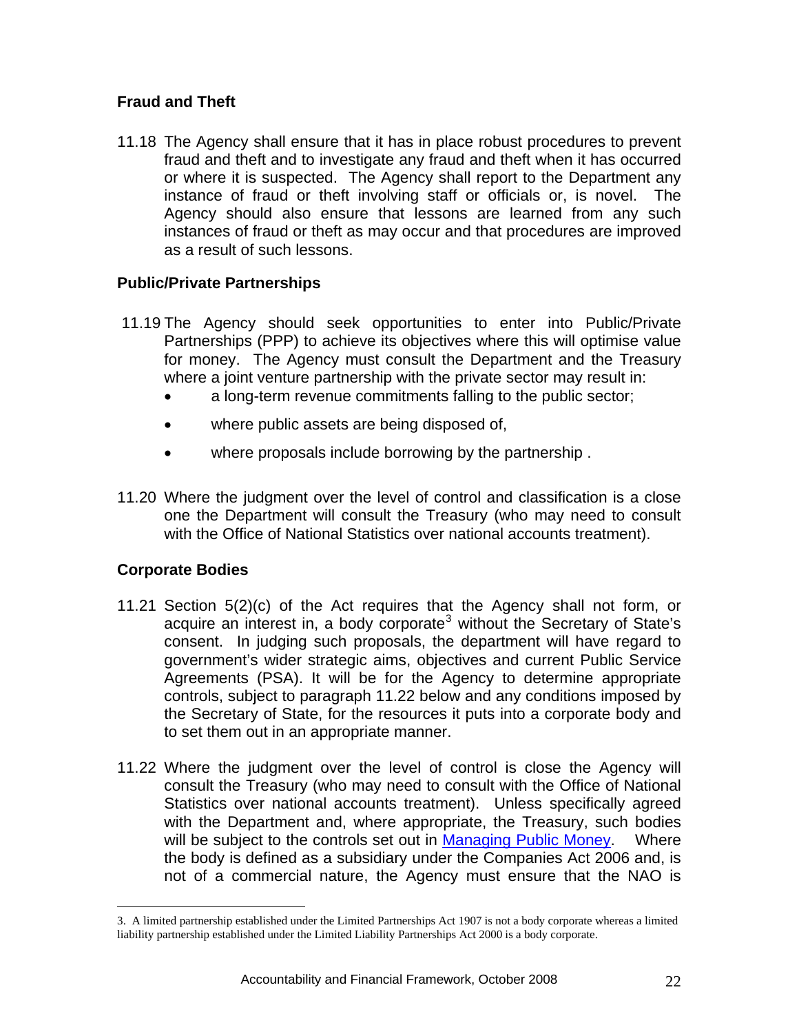## Fraud and Theft

11.18 The Agency shall ensure that it has in place robust procedures to prevent fraud and theft and to investigate any fraud and theft when it has occurred or where it is suspected. The Agency shall report to the Department any instance of fraud or theft involving staff or officials or, is novel. The Agency should also ensure that lessons are learned from any such instances of fraud or theft as may occur and that procedures are improved as a result of such lessons.

## Public/Private Partnerships

11.19 The Agency should seek opportunities to enter into Public/Private Partnerships (PPP) to achieve its objectives where this will optimise value for money. The Agency must consult the Department and the Treasury where a joint venture partnership with the private sector may result in:

- a long-term revenue commitments falling to the public sector;
- where public assets are being disposed of,
- where proposals include borrowing by the partnership .

11.20 Where the judgment over the level of control and classification is a close one the Department will consult the Treasury (who may need to consult with the Office of National Statistics over national accounts treatment).

## Corporate Bodies

11.21 Section 5(2)(c) of the Act requires that the Agency shall not form, or acquire an interest in, a body corporate[3] without the Secretary of State's consent. In judging such proposals, the department will have regard to government's wider strategic aims, objectives and current Public Service Agreements (PSA). It will be for the Agency to determine appropriate controls, subject to paragraph 11.22 below and any conditions imposed by the Secretary of State, for the resources it puts into a corporate body and to set them out in an appropriate manner.

11.22 Where the judgment over the level of control is close the Agency will consult the Treasury (who may need to consult with the Office of National Statistics over national accounts treatment). Unless specifically agreed with the Department and, where appropriate, the Treasury, such bodies will be subject to the controls set out in Managing Public Money. Where the body is defined as a subsidiary under the Companies Act 2006 and, is not of a commercial nature, the Agency must ensure that the NAO is

---

3. A limited partnership established under the Limited Partnerships Act 1907 is not a body corporate whereas a limited liability partnership established under the Limited Liability Partnerships Act 2000 is a body corporate.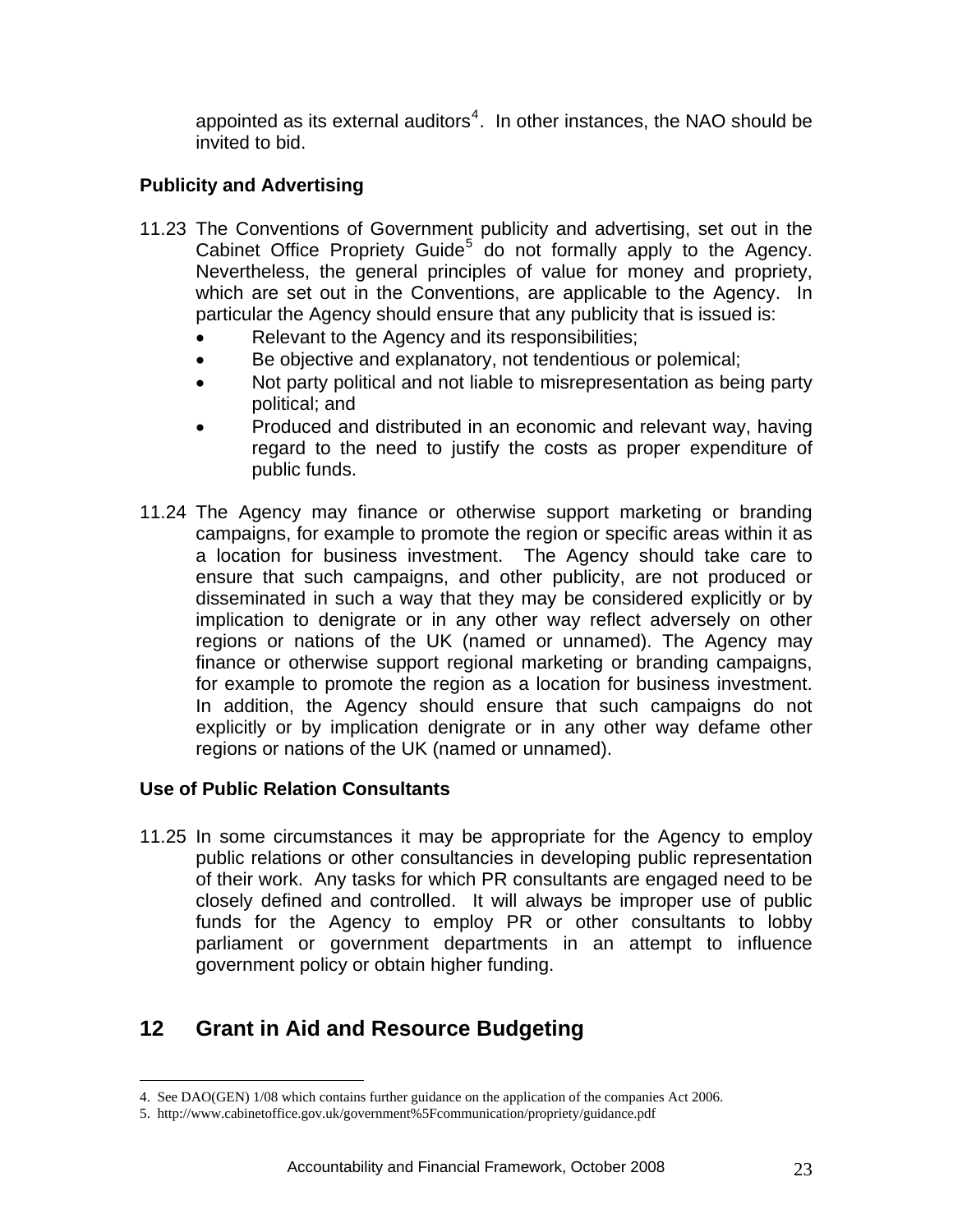appointed as its external auditors[4]. In other instances, the NAO should be invited to bid.

### Publicity and Advertising

11.23 The Conventions of Government publicity and advertising, set out in the Cabinet Office Propriety Guide[5] do not formally apply to the Agency. Nevertheless, the general principles of value for money and propriety, which are set out in the Conventions, are applicable to the Agency. In particular the Agency should ensure that any publicity that is issued is:

- Relevant to the Agency and its responsibilities;
- Be objective and explanatory, not tendentious or polemical;
- Not party political and not liable to misrepresentation as being party political; and
- Produced and distributed in an economic and relevant way, having regard to the need to justify the costs as proper expenditure of public funds.

11.24 The Agency may finance or otherwise support marketing or branding campaigns, for example to promote the region or specific areas within it as a location for business investment. The Agency should take care to ensure that such campaigns, and other publicity, are not produced or disseminated in such a way that they may be considered explicitly or by implication to denigrate or in any other way reflect adversely on other regions or nations of the UK (named or unnamed). The Agency may finance or otherwise support regional marketing or branding campaigns, for example to promote the region as a location for business investment. In addition, the Agency should ensure that such campaigns do not explicitly or by implication denigrate or in any other way defame other regions or nations of the UK (named or unnamed).

### Use of Public Relation Consultants

11.25 In some circumstances it may be appropriate for the Agency to employ public relations or other consultancies in developing public representation of their work. Any tasks for which PR consultants are engaged need to be closely defined and controlled. It will always be improper use of public funds for the Agency to employ PR or other consultants to lobby parliament or government departments in an attempt to influence government policy or obtain higher funding.

## 12 Grant in Aid and Resource Budgeting

---

4. See DAO(GEN) 1/08 which contains further guidance on the application of the companies Act 2006.

5. http://www.cabinetoffice.gov.uk/government%5Fcommunication/propriety/guidance.pdf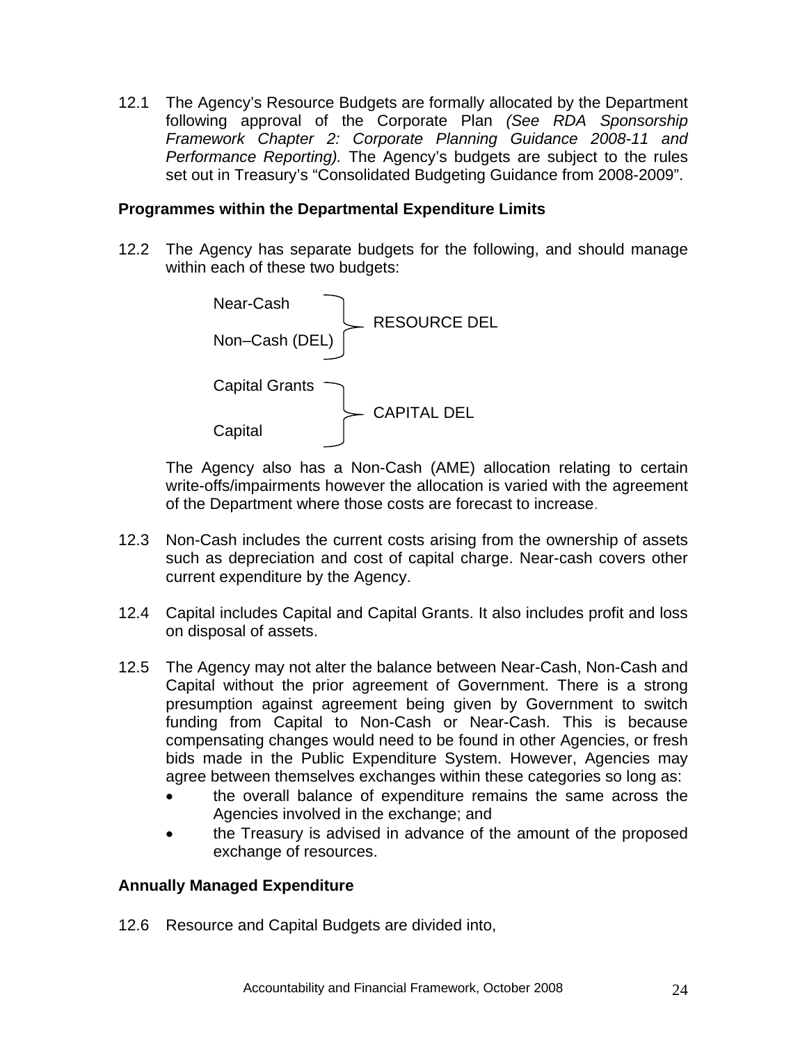12.1 The Agency's Resource Budgets are formally allocated by the Department following approval of the Corporate Plan *(See RDA Sponsorship Framework Chapter 2: Corporate Planning Guidance 2008-11 and Performance Reporting).* The Agency's budgets are subject to the rules set out in Treasury's "Consolidated Budgeting Guidance from 2008-2009".

**Programmes within the Departmental Expenditure Limits**

12.2 The Agency has separate budgets for the following, and should manage within each of these two budgets:

| Budget | Category |
|---|---|
| Near-Cash | RESOURCE DEL |
| Non–Cash (DEL) | RESOURCE DEL |
| Capital Grants | CAPITAL DEL |
| Capital | CAPITAL DEL |

The Agency also has a Non-Cash (AME) allocation relating to certain write-offs/impairments however the allocation is varied with the agreement of the Department where those costs are forecast to increase.

12.3 Non-Cash includes the current costs arising from the ownership of assets such as depreciation and cost of capital charge. Near-cash covers other current expenditure by the Agency.

12.4 Capital includes Capital and Capital Grants. It also includes profit and loss on disposal of assets.

12.5 The Agency may not alter the balance between Near-Cash, Non-Cash and Capital without the prior agreement of Government. There is a strong presumption against agreement being given by Government to switch funding from Capital to Non-Cash or Near-Cash. This is because compensating changes would need to be found in other Agencies, or fresh bids made in the Public Expenditure System. However, Agencies may agree between themselves exchanges within these categories so long as:

- the overall balance of expenditure remains the same across the Agencies involved in the exchange; and
- the Treasury is advised in advance of the amount of the proposed exchange of resources.

**Annually Managed Expenditure**

12.6 Resource and Capital Budgets are divided into,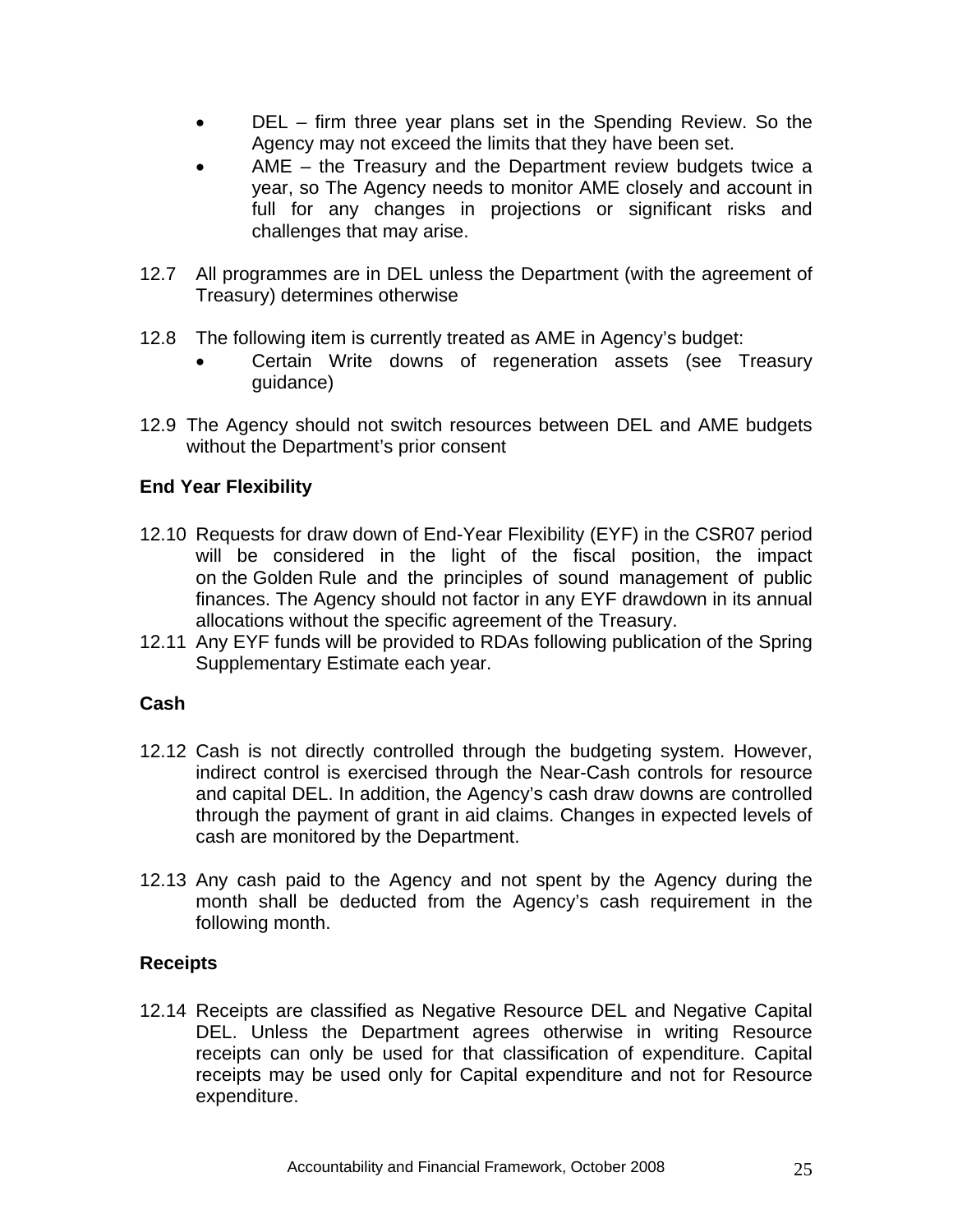- DEL – firm three year plans set in the Spending Review. So the Agency may not exceed the limits that they have been set.
- AME – the Treasury and the Department review budgets twice a year, so The Agency needs to monitor AME closely and account in full for any changes in projections or significant risks and challenges that may arise.

12.7 All programmes are in DEL unless the Department (with the agreement of Treasury) determines otherwise

12.8 The following item is currently treated as AME in Agency's budget:

- Certain Write downs of regeneration assets (see Treasury guidance)

12.9 The Agency should not switch resources between DEL and AME budgets without the Department's prior consent

**End Year Flexibility**

12.10 Requests for draw down of End-Year Flexibility (EYF) in the CSR07 period will be considered in the light of the fiscal position, the impact on the Golden Rule and the principles of sound management of public finances. The Agency should not factor in any EYF drawdown in its annual allocations without the specific agreement of the Treasury.

12.11 Any EYF funds will be provided to RDAs following publication of the Spring Supplementary Estimate each year.

**Cash**

12.12 Cash is not directly controlled through the budgeting system. However, indirect control is exercised through the Near-Cash controls for resource and capital DEL. In addition, the Agency's cash draw downs are controlled through the payment of grant in aid claims. Changes in expected levels of cash are monitored by the Department.

12.13 Any cash paid to the Agency and not spent by the Agency during the month shall be deducted from the Agency's cash requirement in the following month.

**Receipts**

12.14 Receipts are classified as Negative Resource DEL and Negative Capital DEL. Unless the Department agrees otherwise in writing Resource receipts can only be used for that classification of expenditure. Capital receipts may be used only for Capital expenditure and not for Resource expenditure.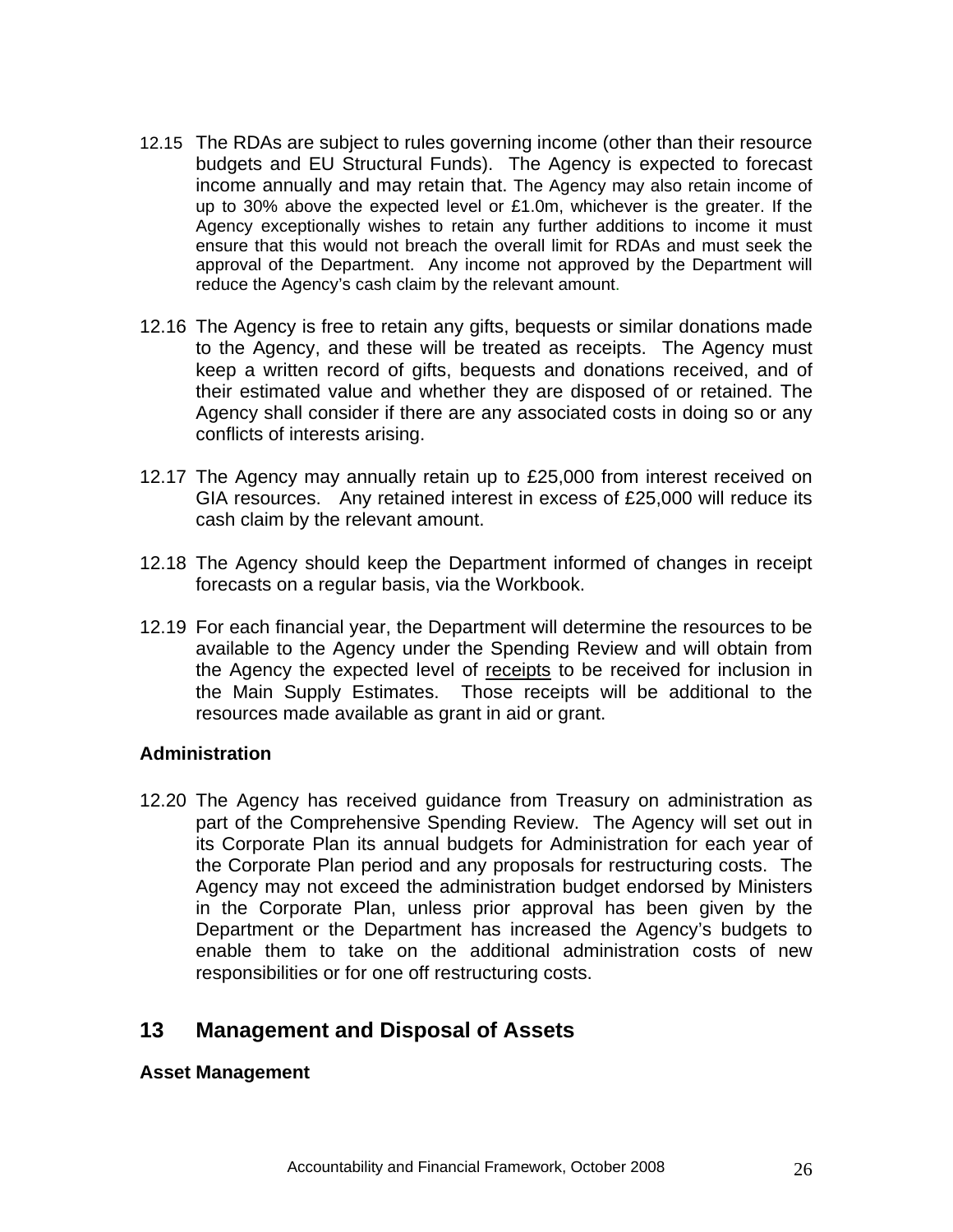12.15 The RDAs are subject to rules governing income (other than their resource budgets and EU Structural Funds). The Agency is expected to forecast income annually and may retain that. The Agency may also retain income of up to 30% above the expected level or £1.0m, whichever is the greater. If the Agency exceptionally wishes to retain any further additions to income it must ensure that this would not breach the overall limit for RDAs and must seek the approval of the Department. Any income not approved by the Department will reduce the Agency's cash claim by the relevant amount.

12.16 The Agency is free to retain any gifts, bequests or similar donations made to the Agency, and these will be treated as receipts. The Agency must keep a written record of gifts, bequests and donations received, and of their estimated value and whether they are disposed of or retained. The Agency shall consider if there are any associated costs in doing so or any conflicts of interests arising.

12.17 The Agency may annually retain up to £25,000 from interest received on GIA resources. Any retained interest in excess of £25,000 will reduce its cash claim by the relevant amount.

12.18 The Agency should keep the Department informed of changes in receipt forecasts on a regular basis, via the Workbook.

12.19 For each financial year, the Department will determine the resources to be available to the Agency under the Spending Review and will obtain from the Agency the expected level of receipts to be received for inclusion in the Main Supply Estimates. Those receipts will be additional to the resources made available as grant in aid or grant.

**Administration**

12.20 The Agency has received guidance from Treasury on administration as part of the Comprehensive Spending Review. The Agency will set out in its Corporate Plan its annual budgets for Administration for each year of the Corporate Plan period and any proposals for restructuring costs. The Agency may not exceed the administration budget endorsed by Ministers in the Corporate Plan, unless prior approval has been given by the Department or the Department has increased the Agency's budgets to enable them to take on the additional administration costs of new responsibilities or for one off restructuring costs.

## 13 Management and Disposal of Assets

**Asset Management**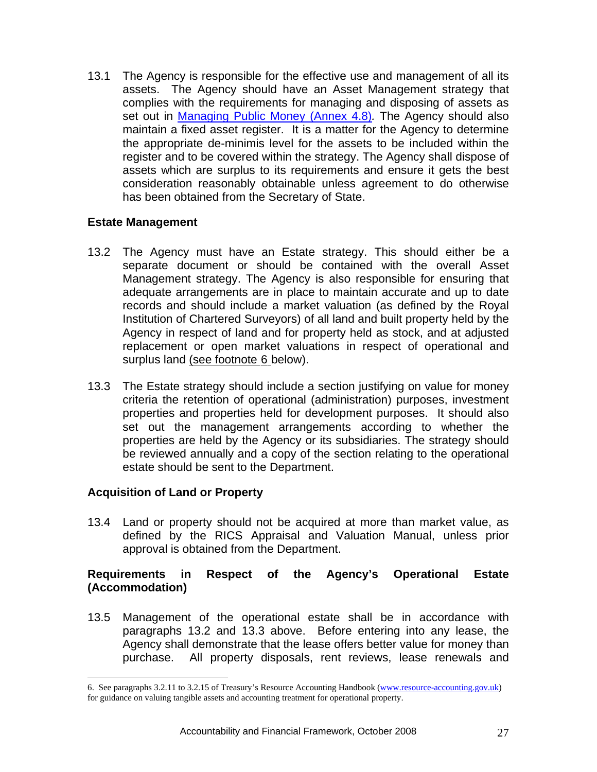13.1 The Agency is responsible for the effective use and management of all its assets. The Agency should have an Asset Management strategy that complies with the requirements for managing and disposing of assets as set out in [Managing Public Money (Annex 4.8)](). The Agency should also maintain a fixed asset register. It is a matter for the Agency to determine the appropriate de-minimis level for the assets to be included within the register and to be covered within the strategy. The Agency shall dispose of assets which are surplus to its requirements and ensure it gets the best consideration reasonably obtainable unless agreement to do otherwise has been obtained from the Secretary of State.

### Estate Management

13.2 The Agency must have an Estate strategy. This should either be a separate document or should be contained with the overall Asset Management strategy. The Agency is also responsible for ensuring that adequate arrangements are in place to maintain accurate and up to date records and should include a market valuation (as defined by the Royal Institution of Chartered Surveyors) of all land and built property held by the Agency in respect of land and for property held as stock, and at adjusted replacement or open market valuations in respect of operational and surplus land (see footnote 6 below).

13.3 The Estate strategy should include a section justifying on value for money criteria the retention of operational (administration) purposes, investment properties and properties held for development purposes. It should also set out the management arrangements according to whether the properties are held by the Agency or its subsidiaries. The strategy should be reviewed annually and a copy of the section relating to the operational estate should be sent to the Department.

### Acquisition of Land or Property

13.4 Land or property should not be acquired at more than market value, as defined by the RICS Appraisal and Valuation Manual, unless prior approval is obtained from the Department.

### Requirements in Respect of the Agency's Operational Estate (Accommodation)

13.5 Management of the operational estate shall be in accordance with paragraphs 13.2 and 13.3 above. Before entering into any lease, the Agency shall demonstrate that the lease offers better value for money than purchase. All property disposals, rent reviews, lease renewals and

---

6. See paragraphs 3.2.11 to 3.2.15 of Treasury's Resource Accounting Handbook (www.resource-accounting.gov.uk) for guidance on valuing tangible assets and accounting treatment for operational property.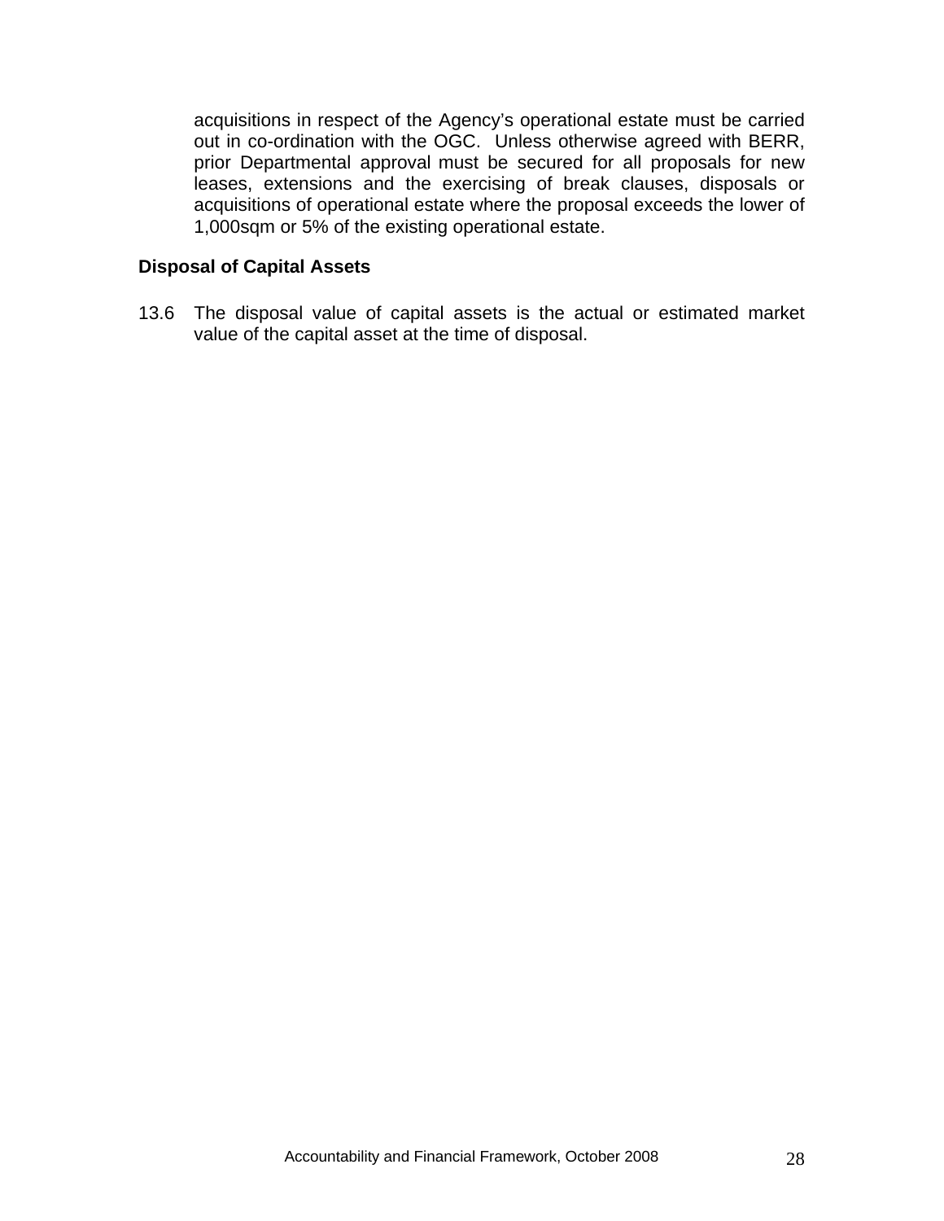acquisitions in respect of the Agency's operational estate must be carried out in co-ordination with the OGC. Unless otherwise agreed with BERR, prior Departmental approval must be secured for all proposals for new leases, extensions and the exercising of break clauses, disposals or acquisitions of operational estate where the proposal exceeds the lower of 1,000sqm or 5% of the existing operational estate.

**Disposal of Capital Assets**

13.6 The disposal value of capital assets is the actual or estimated market value of the capital asset at the time of disposal.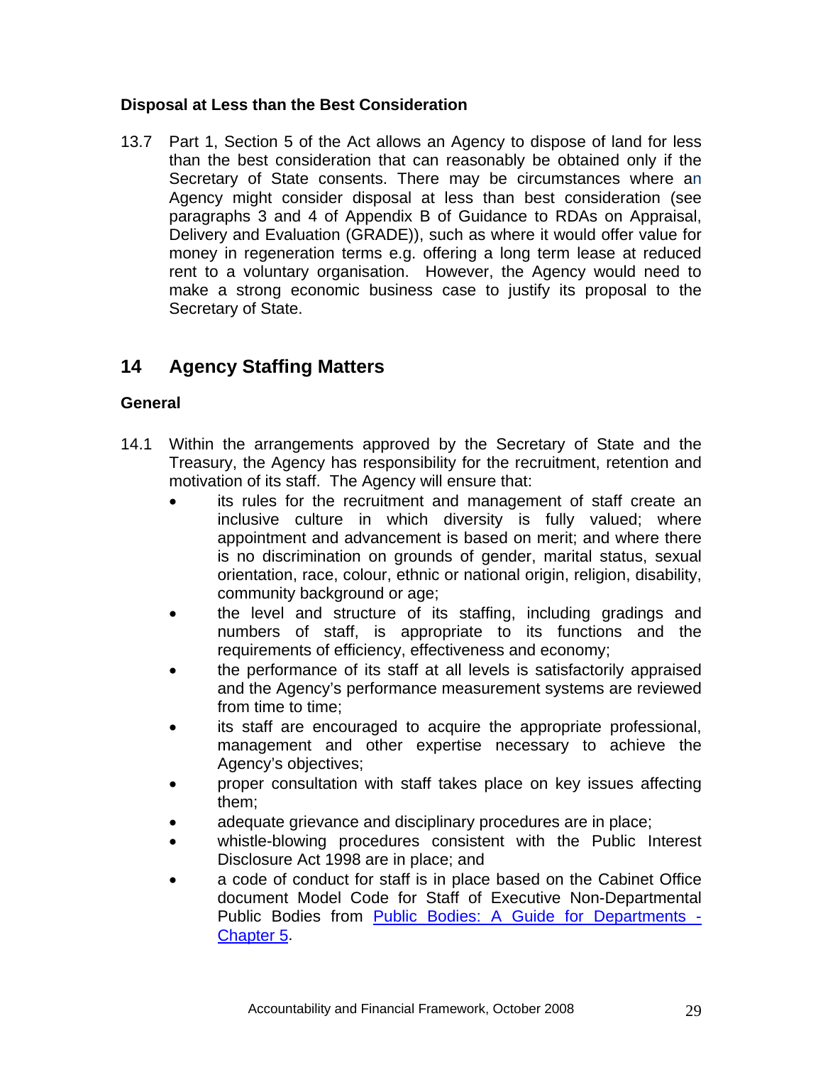### Disposal at Less than the Best Consideration

13.7 Part 1, Section 5 of the Act allows an Agency to dispose of land for less than the best consideration that can reasonably be obtained only if the Secretary of State consents. There may be circumstances where an Agency might consider disposal at less than best consideration (see paragraphs 3 and 4 of Appendix B of Guidance to RDAs on Appraisal, Delivery and Evaluation (GRADE)), such as where it would offer value for money in regeneration terms e.g. offering a long term lease at reduced rent to a voluntary organisation. However, the Agency would need to make a strong economic business case to justify its proposal to the Secretary of State.

## 14 Agency Staffing Matters

### General

14.1 Within the arrangements approved by the Secretary of State and the Treasury, the Agency has responsibility for the recruitment, retention and motivation of its staff. The Agency will ensure that:

- its rules for the recruitment and management of staff create an inclusive culture in which diversity is fully valued; where appointment and advancement is based on merit; and where there is no discrimination on grounds of gender, marital status, sexual orientation, race, colour, ethnic or national origin, religion, disability, community background or age;
- the level and structure of its staffing, including gradings and numbers of staff, is appropriate to its functions and the requirements of efficiency, effectiveness and economy;
- the performance of its staff at all levels is satisfactorily appraised and the Agency's performance measurement systems are reviewed from time to time;
- its staff are encouraged to acquire the appropriate professional, management and other expertise necessary to achieve the Agency's objectives;
- proper consultation with staff takes place on key issues affecting them;
- adequate grievance and disciplinary procedures are in place;
- whistle-blowing procedures consistent with the Public Interest Disclosure Act 1998 are in place; and
- a code of conduct for staff is in place based on the Cabinet Office document Model Code for Staff of Executive Non-Departmental Public Bodies from Public Bodies: A Guide for Departments - Chapter 5.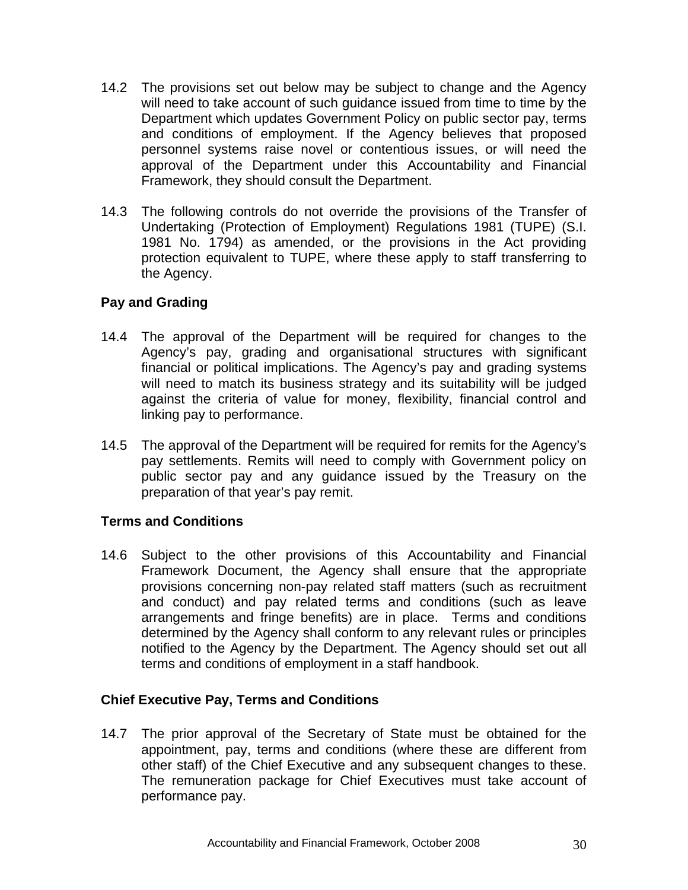14.2 The provisions set out below may be subject to change and the Agency will need to take account of such guidance issued from time to time by the Department which updates Government Policy on public sector pay, terms and conditions of employment. If the Agency believes that proposed personnel systems raise novel or contentious issues, or will need the approval of the Department under this Accountability and Financial Framework, they should consult the Department.

14.3 The following controls do not override the provisions of the Transfer of Undertaking (Protection of Employment) Regulations 1981 (TUPE) (S.I. 1981 No. 1794) as amended, or the provisions in the Act providing protection equivalent to TUPE, where these apply to staff transferring to the Agency.

### Pay and Grading

14.4 The approval of the Department will be required for changes to the Agency's pay, grading and organisational structures with significant financial or political implications. The Agency's pay and grading systems will need to match its business strategy and its suitability will be judged against the criteria of value for money, flexibility, financial control and linking pay to performance.

14.5 The approval of the Department will be required for remits for the Agency's pay settlements. Remits will need to comply with Government policy on public sector pay and any guidance issued by the Treasury on the preparation of that year's pay remit.

### Terms and Conditions

14.6 Subject to the other provisions of this Accountability and Financial Framework Document, the Agency shall ensure that the appropriate provisions concerning non-pay related staff matters (such as recruitment and conduct) and pay related terms and conditions (such as leave arrangements and fringe benefits) are in place. Terms and conditions determined by the Agency shall conform to any relevant rules or principles notified to the Agency by the Department. The Agency should set out all terms and conditions of employment in a staff handbook.

### Chief Executive Pay, Terms and Conditions

14.7 The prior approval of the Secretary of State must be obtained for the appointment, pay, terms and conditions (where these are different from other staff) of the Chief Executive and any subsequent changes to these. The remuneration package for Chief Executives must take account of performance pay.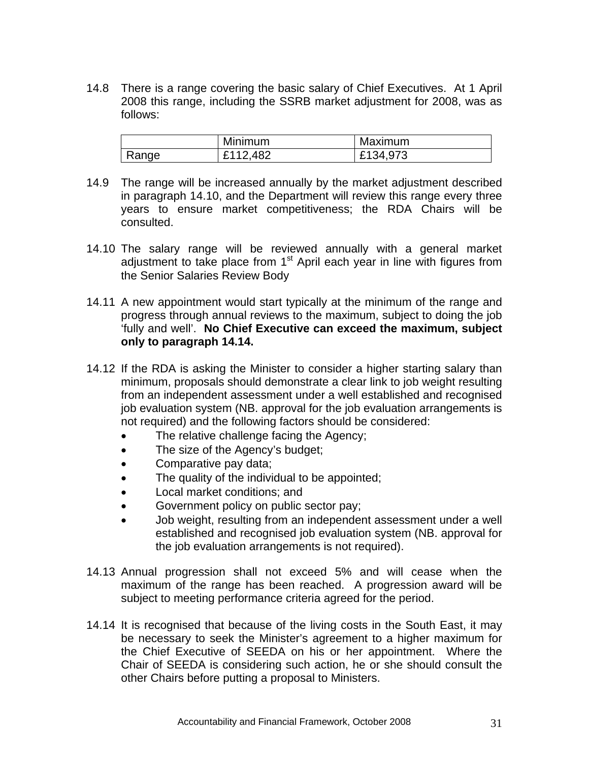14.8 There is a range covering the basic salary of Chief Executives. At 1 April 2008 this range, including the SSRB market adjustment for 2008, was as follows:

| | Minimum | Maximum |
|---|---|---|
| Range | £112,482 | £134,973 |

14.9 The range will be increased annually by the market adjustment described in paragraph 14.10, and the Department will review this range every three years to ensure market competitiveness; the RDA Chairs will be consulted.

14.10 The salary range will be reviewed annually with a general market adjustment to take place from 1st April each year in line with figures from the Senior Salaries Review Body

14.11 A new appointment would start typically at the minimum of the range and progress through annual reviews to the maximum, subject to doing the job 'fully and well'. **No Chief Executive can exceed the maximum, subject only to paragraph 14.14.**

14.12 If the RDA is asking the Minister to consider a higher starting salary than minimum, proposals should demonstrate a clear link to job weight resulting from an independent assessment under a well established and recognised job evaluation system (NB. approval for the job evaluation arrangements is not required) and the following factors should be considered:

- The relative challenge facing the Agency;
- The size of the Agency's budget;
- Comparative pay data;
- The quality of the individual to be appointed;
- Local market conditions; and
- Government policy on public sector pay;
- Job weight, resulting from an independent assessment under a well established and recognised job evaluation system (NB. approval for the job evaluation arrangements is not required).

14.13 Annual progression shall not exceed 5% and will cease when the maximum of the range has been reached. A progression award will be subject to meeting performance criteria agreed for the period.

14.14 It is recognised that because of the living costs in the South East, it may be necessary to seek the Minister's agreement to a higher maximum for the Chief Executive of SEEDA on his or her appointment. Where the Chair of SEEDA is considering such action, he or she should consult the other Chairs before putting a proposal to Ministers.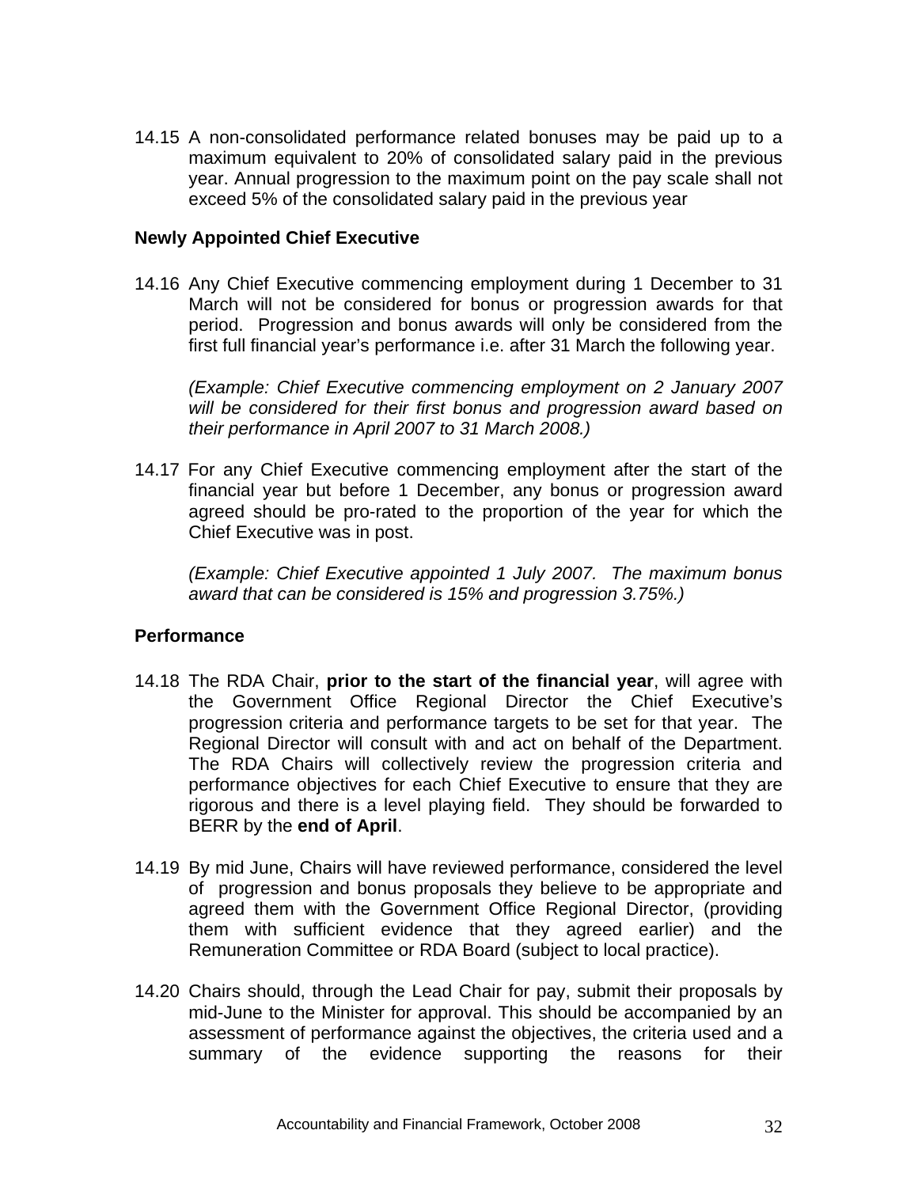14.15 A non-consolidated performance related bonuses may be paid up to a maximum equivalent to 20% of consolidated salary paid in the previous year. Annual progression to the maximum point on the pay scale shall not exceed 5% of the consolidated salary paid in the previous year

**Newly Appointed Chief Executive**

14.16 Any Chief Executive commencing employment during 1 December to 31 March will not be considered for bonus or progression awards for that period. Progression and bonus awards will only be considered from the first full financial year's performance i.e. after 31 March the following year.

*(Example: Chief Executive commencing employment on 2 January 2007 will be considered for their first bonus and progression award based on their performance in April 2007 to 31 March 2008.)*

14.17 For any Chief Executive commencing employment after the start of the financial year but before 1 December, any bonus or progression award agreed should be pro-rated to the proportion of the year for which the Chief Executive was in post.

*(Example: Chief Executive appointed 1 July 2007. The maximum bonus award that can be considered is 15% and progression 3.75%.)*

**Performance**

14.18 The RDA Chair, **prior to the start of the financial year**, will agree with the Government Office Regional Director the Chief Executive's progression criteria and performance targets to be set for that year. The Regional Director will consult with and act on behalf of the Department. The RDA Chairs will collectively review the progression criteria and performance objectives for each Chief Executive to ensure that they are rigorous and there is a level playing field. They should be forwarded to BERR by the **end of April**.

14.19 By mid June, Chairs will have reviewed performance, considered the level of progression and bonus proposals they believe to be appropriate and agreed them with the Government Office Regional Director, (providing them with sufficient evidence that they agreed earlier) and the Remuneration Committee or RDA Board (subject to local practice).

14.20 Chairs should, through the Lead Chair for pay, submit their proposals by mid-June to the Minister for approval. This should be accompanied by an assessment of performance against the objectives, the criteria used and a summary of the evidence supporting the reasons for their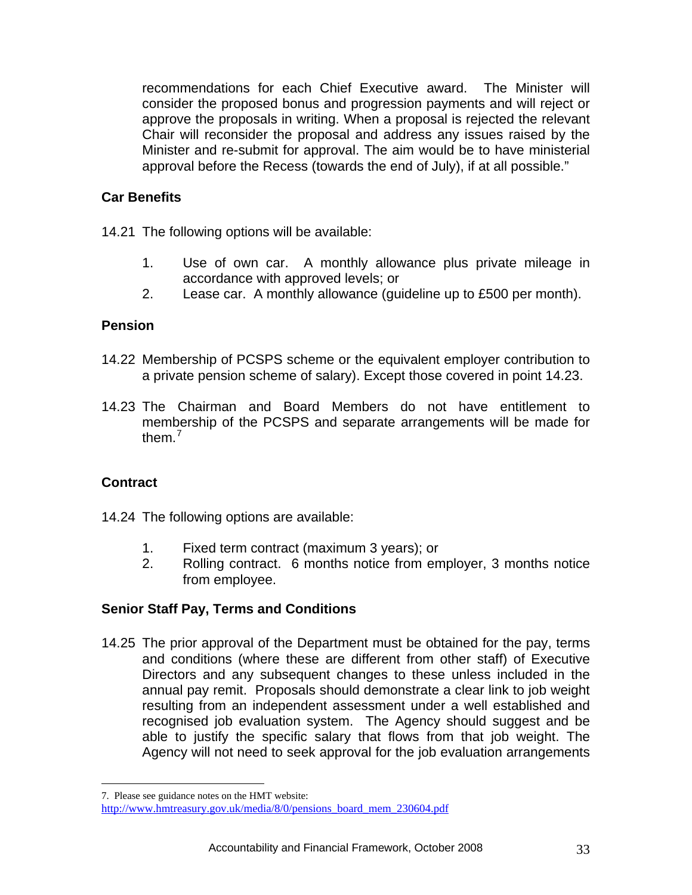recommendations for each Chief Executive award. The Minister will consider the proposed bonus and progression payments and will reject or approve the proposals in writing. When a proposal is rejected the relevant Chair will reconsider the proposal and address any issues raised by the Minister and re-submit for approval. The aim would be to have ministerial approval before the Recess (towards the end of July), if at all possible."

### Car Benefits

14.21 The following options will be available:

1. Use of own car. A monthly allowance plus private mileage in accordance with approved levels; or
2. Lease car. A monthly allowance (guideline up to £500 per month).

### Pension

14.22 Membership of PCSPS scheme or the equivalent employer contribution to a private pension scheme of salary). Except those covered in point 14.23.

14.23 The Chairman and Board Members do not have entitlement to membership of the PCSPS and separate arrangements will be made for them.[7]

### Contract

14.24 The following options are available:

1. Fixed term contract (maximum 3 years); or
2. Rolling contract. 6 months notice from employer, 3 months notice from employee.

### Senior Staff Pay, Terms and Conditions

14.25 The prior approval of the Department must be obtained for the pay, terms and conditions (where these are different from other staff) of Executive Directors and any subsequent changes to these unless included in the annual pay remit. Proposals should demonstrate a clear link to job weight resulting from an independent assessment under a well established and recognised job evaluation system. The Agency should suggest and be able to justify the specific salary that flows from that job weight. The Agency will not need to seek approval for the job evaluation arrangements

---

7. Please see guidance notes on the HMT website: http://www.hmtreasury.gov.uk/media/8/0/pensions_board_mem_230604.pdf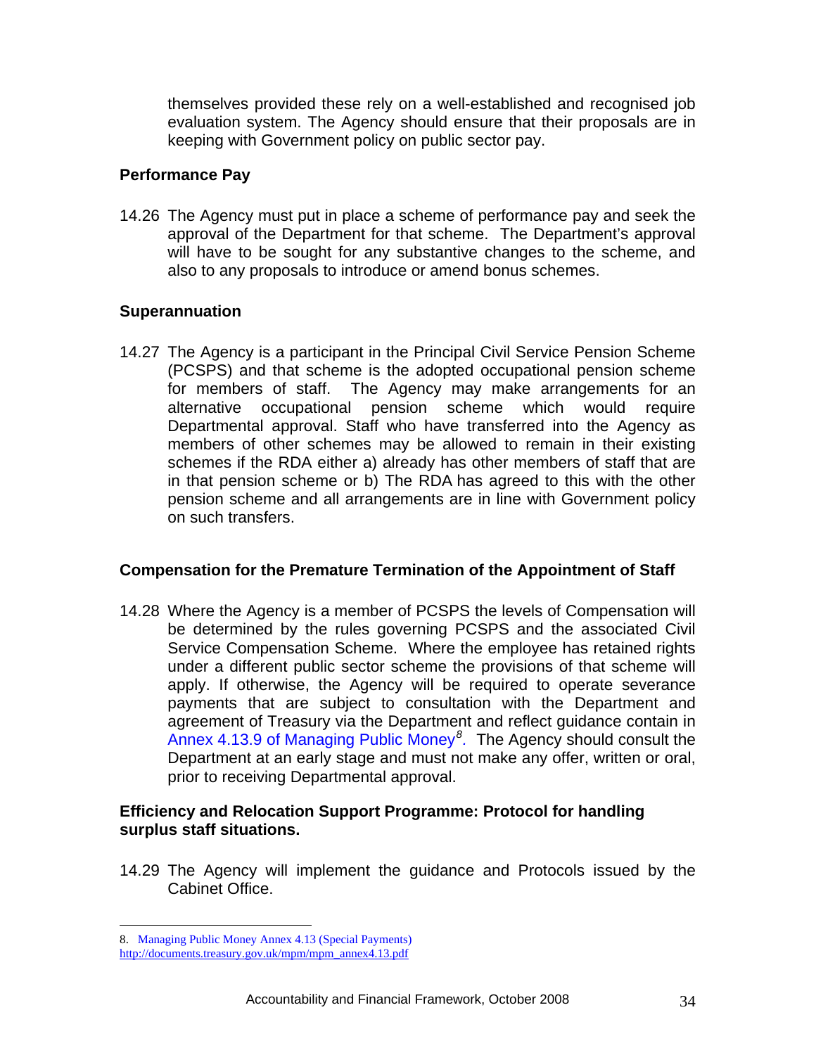themselves provided these rely on a well-established and recognised job evaluation system. The Agency should ensure that their proposals are in keeping with Government policy on public sector pay.

### Performance Pay

14.26 The Agency must put in place a scheme of performance pay and seek the approval of the Department for that scheme. The Department's approval will have to be sought for any substantive changes to the scheme, and also to any proposals to introduce or amend bonus schemes.

### Superannuation

14.27 The Agency is a participant in the Principal Civil Service Pension Scheme (PCSPS) and that scheme is the adopted occupational pension scheme for members of staff. The Agency may make arrangements for an alternative occupational pension scheme which would require Departmental approval. Staff who have transferred into the Agency as members of other schemes may be allowed to remain in their existing schemes if the RDA either a) already has other members of staff that are in that pension scheme or b) The RDA has agreed to this with the other pension scheme and all arrangements are in line with Government policy on such transfers.

### Compensation for the Premature Termination of the Appointment of Staff

14.28 Where the Agency is a member of PCSPS the levels of Compensation will be determined by the rules governing PCSPS and the associated Civil Service Compensation Scheme. Where the employee has retained rights under a different public sector scheme the provisions of that scheme will apply. If otherwise, the Agency will be required to operate severance payments that are subject to consultation with the Department and agreement of Treasury via the Department and reflect guidance contain in Annex 4.13.9 of Managing Public Money[8]. The Agency should consult the Department at an early stage and must not make any offer, written or oral, prior to receiving Departmental approval.

### Efficiency and Relocation Support Programme: Protocol for handling surplus staff situations.

14.29 The Agency will implement the guidance and Protocols issued by the Cabinet Office.

---

8. Managing Public Money Annex 4.13 (Special Payments) http://documents.treasury.gov.uk/mpm/mpm_annex4.13.pdf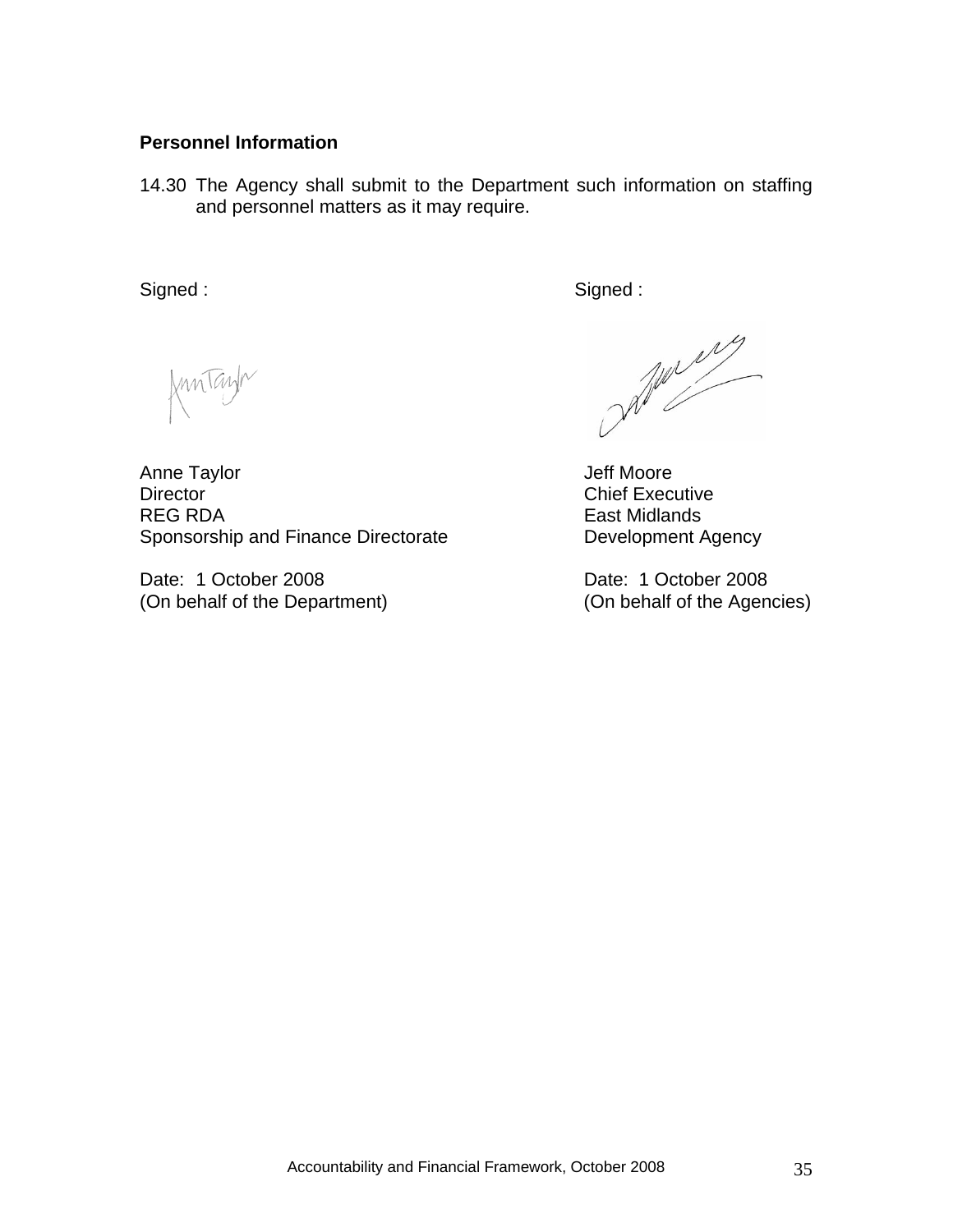**Personnel Information**

14.30 The Agency shall submit to the Department such information on staffing and personnel matters as it may require.

| Signed : | Signed : |
|---|---|
| | |
| Anne Taylor<br>Director<br>REG RDA<br>Sponsorship and Finance Directorate | Jeff Moore<br>Chief Executive<br>East Midlands<br>Development Agency |
| Date: 1 October 2008<br>(On behalf of the Department) | Date: 1 October 2008<br>(On behalf of the Agencies) |

Accountability and Financial Framework, October 2008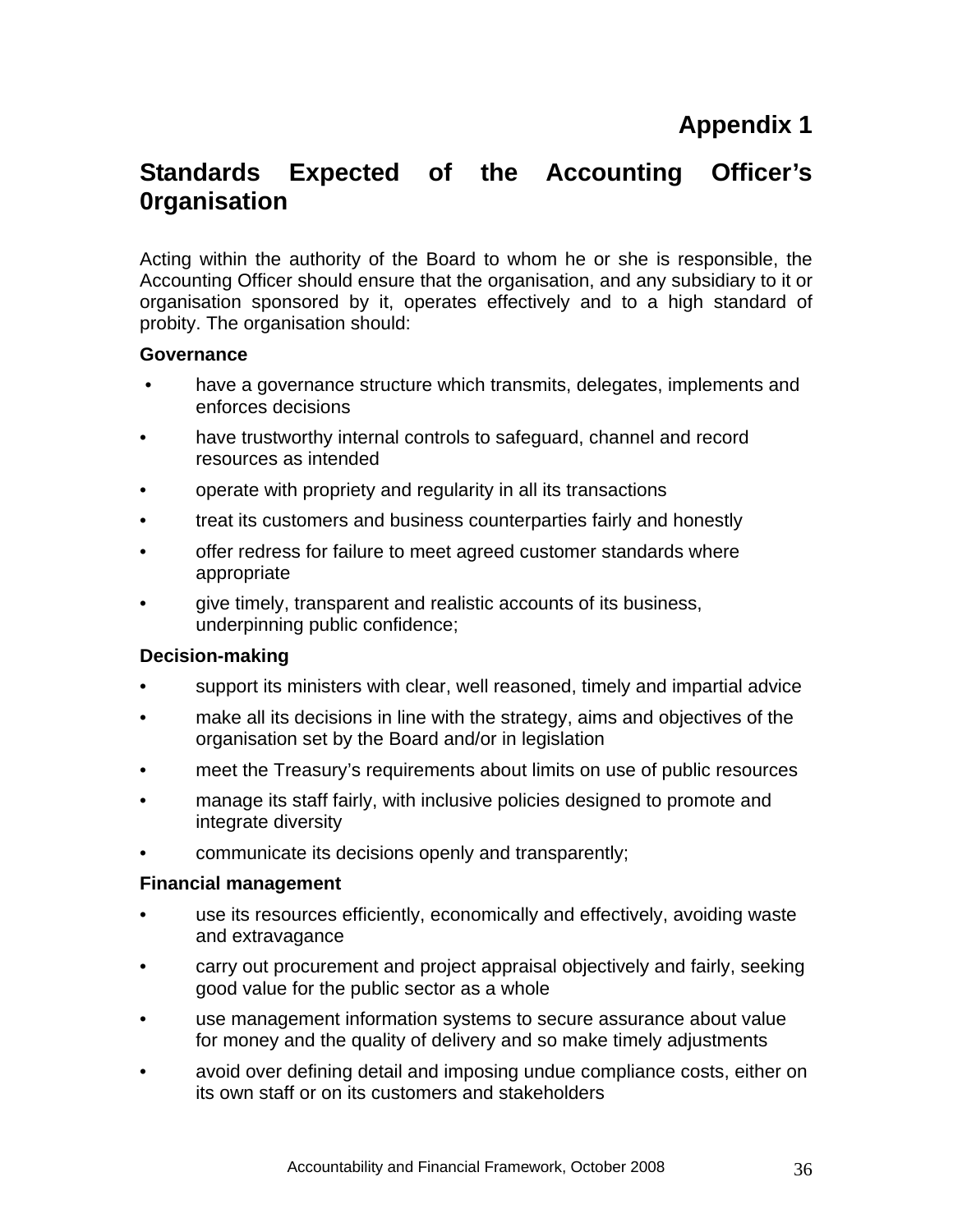# Appendix 1

## Standards Expected of the Accounting Officer's 0rganisation

Acting within the authority of the Board to whom he or she is responsible, the Accounting Officer should ensure that the organisation, and any subsidiary to it or organisation sponsored by it, operates effectively and to a high standard of probity. The organisation should:

**Governance**

- have a governance structure which transmits, delegates, implements and enforces decisions
- have trustworthy internal controls to safeguard, channel and record resources as intended
- operate with propriety and regularity in all its transactions
- treat its customers and business counterparties fairly and honestly
- offer redress for failure to meet agreed customer standards where appropriate
- give timely, transparent and realistic accounts of its business, underpinning public confidence;

**Decision-making**

- support its ministers with clear, well reasoned, timely and impartial advice
- make all its decisions in line with the strategy, aims and objectives of the organisation set by the Board and/or in legislation
- meet the Treasury's requirements about limits on use of public resources
- manage its staff fairly, with inclusive policies designed to promote and integrate diversity
- communicate its decisions openly and transparently;

**Financial management**

- use its resources efficiently, economically and effectively, avoiding waste and extravagance
- carry out procurement and project appraisal objectively and fairly, seeking good value for the public sector as a whole
- use management information systems to secure assurance about value for money and the quality of delivery and so make timely adjustments
- avoid over defining detail and imposing undue compliance costs, either on its own staff or on its customers and stakeholders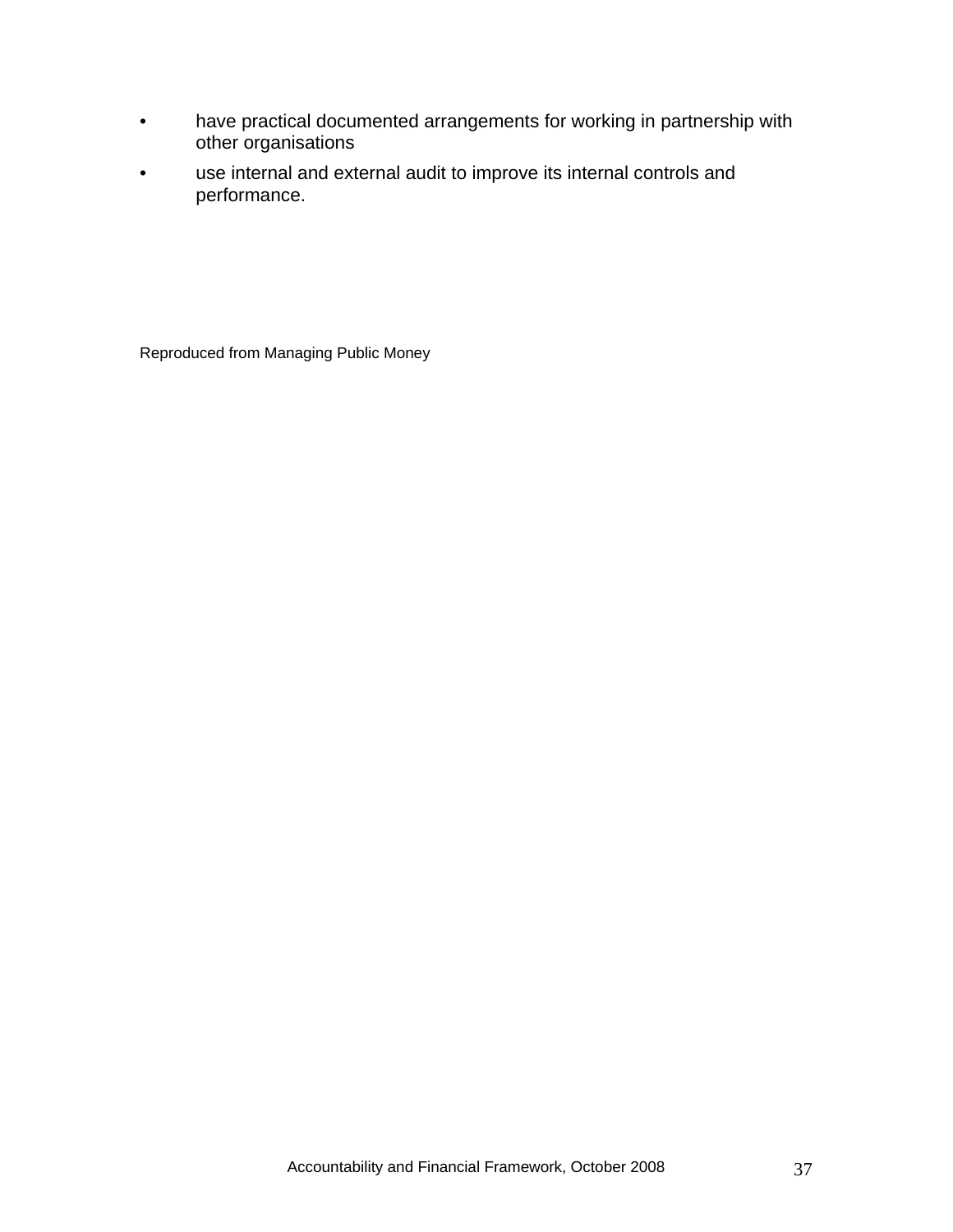- have practical documented arrangements for working in partnership with other organisations
- use internal and external audit to improve its internal controls and performance.

Reproduced from Managing Public Money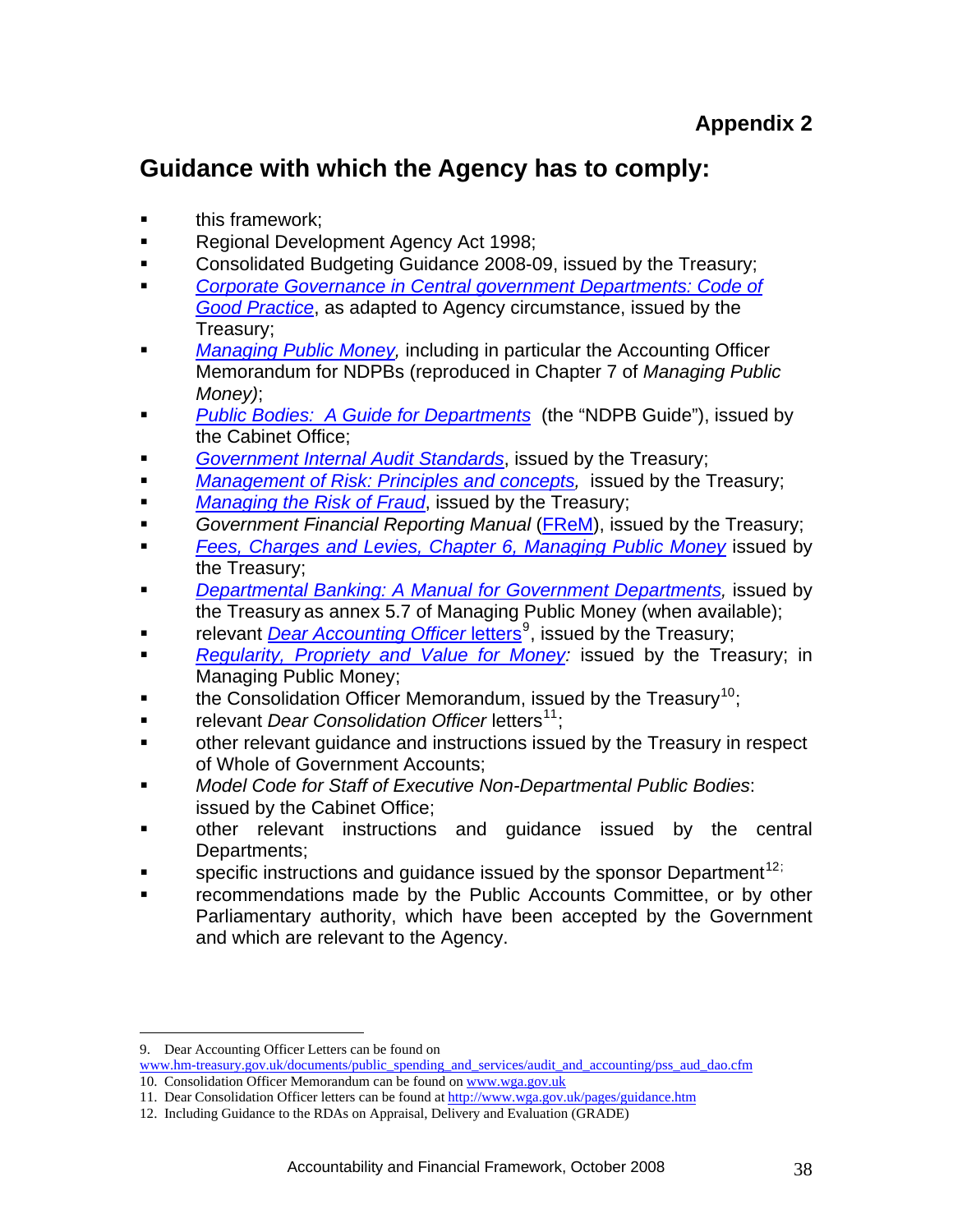Appendix 2

## Guidance with which the Agency has to comply:

- this framework;
- Regional Development Agency Act 1998;
- Consolidated Budgeting Guidance 2008-09, issued by the Treasury;
- *Corporate Governance in Central government Departments: Code of Good Practice*, as adapted to Agency circumstance, issued by the Treasury;
- *Managing Public Money,* including in particular the Accounting Officer Memorandum for NDPBs (reproduced in Chapter 7 of *Managing Public Money)*;
- *Public Bodies: A Guide for Departments* (the "NDPB Guide"), issued by the Cabinet Office;
- *Government Internal Audit Standards*, issued by the Treasury;
- *Management of Risk: Principles and concepts,* issued by the Treasury;
- *Managing the Risk of Fraud*, issued by the Treasury;
- *Government Financial Reporting Manual* (FReM), issued by the Treasury;
- *Fees, Charges and Levies, Chapter 6, Managing Public Money* issued by the Treasury;
- *Departmental Banking: A Manual for Government Departments,* issued by the Treasury as annex 5.7 of Managing Public Money (when available);
- relevant *Dear Accounting Officer* letters[9], issued by the Treasury;
- *Regularity, Propriety and Value for Money:* issued by the Treasury; in Managing Public Money;
- the Consolidation Officer Memorandum, issued by the Treasury[10];
- relevant *Dear Consolidation Officer* letters[11];
- other relevant guidance and instructions issued by the Treasury in respect of Whole of Government Accounts;
- *Model Code for Staff of Executive Non-Departmental Public Bodies*: issued by the Cabinet Office;
- other relevant instructions and guidance issued by the central Departments;
- specific instructions and guidance issued by the sponsor Department[12];
- recommendations made by the Public Accounts Committee, or by other Parliamentary authority, which have been accepted by the Government and which are relevant to the Agency.

---

9. Dear Accounting Officer Letters can be found on www.hm-treasury.gov.uk/documents/public_spending_and_services/audit_and_accounting/pss_aud_dao.cfm
10. Consolidation Officer Memorandum can be found on www.wga.gov.uk
11. Dear Consolidation Officer letters can be found at http://www.wga.gov.uk/pages/guidance.htm
12. Including Guidance to the RDAs on Appraisal, Delivery and Evaluation (GRADE)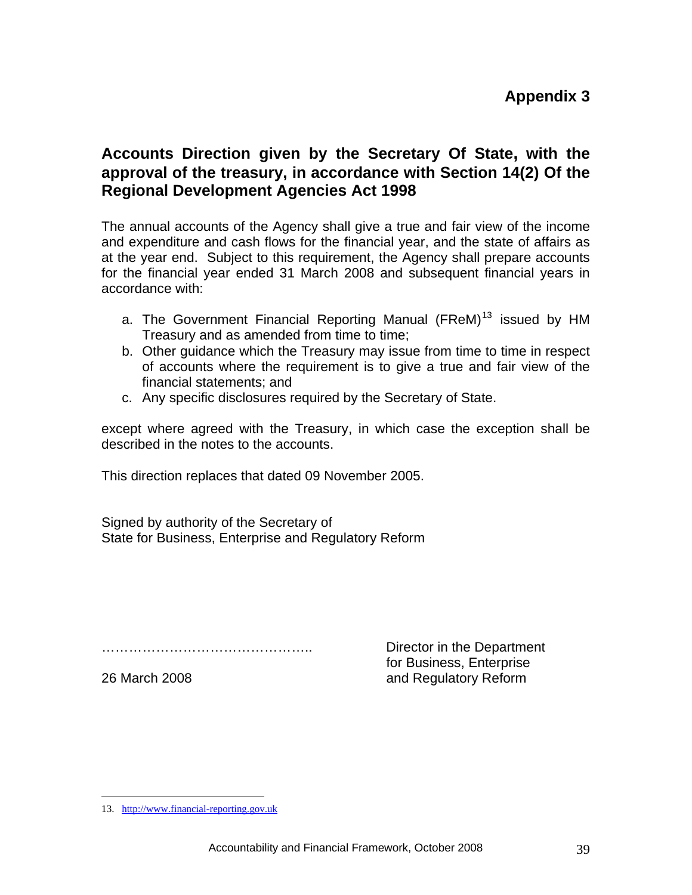# Appendix 3

## Accounts Direction given by the Secretary Of State, with the approval of the treasury, in accordance with Section 14(2) Of the Regional Development Agencies Act 1998

The annual accounts of the Agency shall give a true and fair view of the income and expenditure and cash flows for the financial year, and the state of affairs as at the year end. Subject to this requirement, the Agency shall prepare accounts for the financial year ended 31 March 2008 and subsequent financial years in accordance with:

a. The Government Financial Reporting Manual (FReM)[13] issued by HM Treasury and as amended from time to time;
b. Other guidance which the Treasury may issue from time to time in respect of accounts where the requirement is to give a true and fair view of the financial statements; and
c. Any specific disclosures required by the Secretary of State.

except where agreed with the Treasury, in which case the exception shall be described in the notes to the accounts.

This direction replaces that dated 09 November 2005.

Signed by authority of the Secretary of
State for Business, Enterprise and Regulatory Reform

……………………………………….. Director in the Department for Business, Enterprise and Regulatory Reform

26 March 2008

---

13. http://www.financial-reporting.gov.uk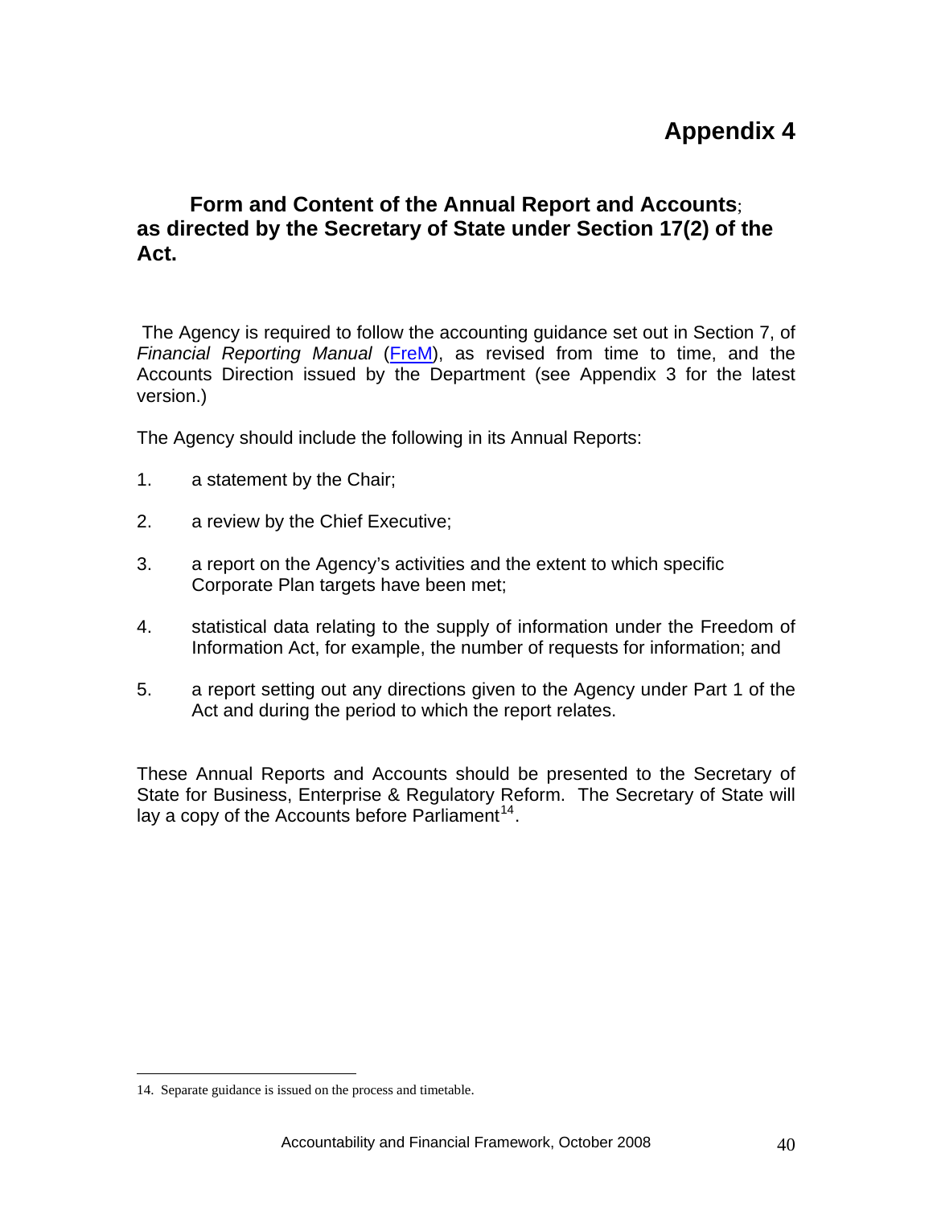# Appendix 4

## Form and Content of the Annual Report and Accounts; as directed by the Secretary of State under Section 17(2) of the Act.

The Agency is required to follow the accounting guidance set out in Section 7, of *Financial Reporting Manual* (FreM), as revised from time to time, and the Accounts Direction issued by the Department (see Appendix 3 for the latest version.)

The Agency should include the following in its Annual Reports:

1. a statement by the Chair;
2. a review by the Chief Executive;
3. a report on the Agency's activities and the extent to which specific Corporate Plan targets have been met;
4. statistical data relating to the supply of information under the Freedom of Information Act, for example, the number of requests for information; and
5. a report setting out any directions given to the Agency under Part 1 of the Act and during the period to which the report relates.

These Annual Reports and Accounts should be presented to the Secretary of State for Business, Enterprise & Regulatory Reform. The Secretary of State will lay a copy of the Accounts before Parliament[14].

14. Separate guidance is issued on the process and timetable.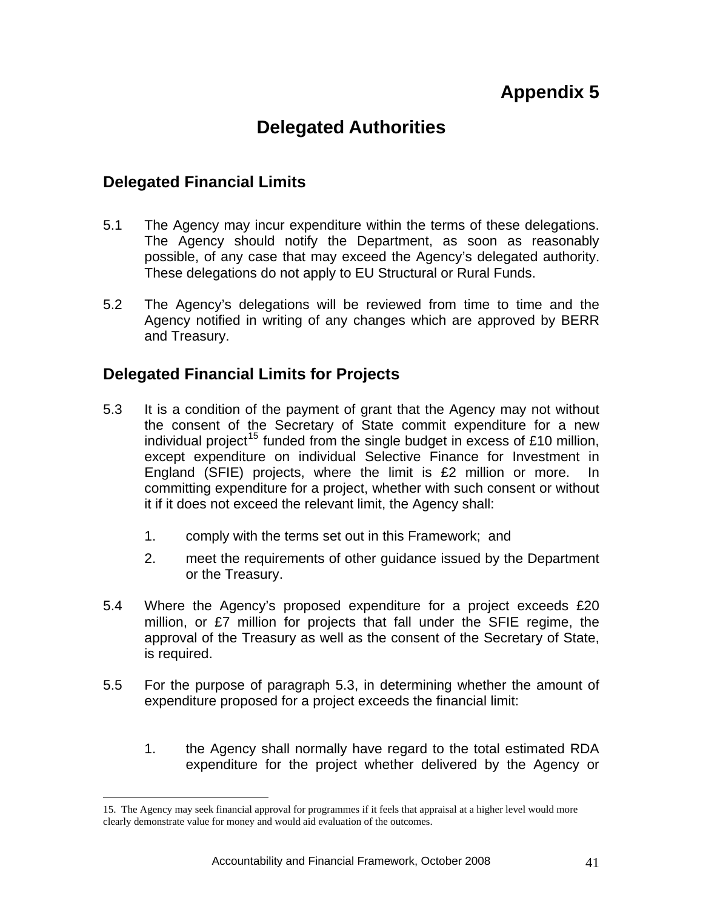# Appendix 5

## Delegated Authorities

### Delegated Financial Limits

5.1 The Agency may incur expenditure within the terms of these delegations. The Agency should notify the Department, as soon as reasonably possible, of any case that may exceed the Agency's delegated authority. These delegations do not apply to EU Structural or Rural Funds.

5.2 The Agency's delegations will be reviewed from time to time and the Agency notified in writing of any changes which are approved by BERR and Treasury.

### Delegated Financial Limits for Projects

5.3 It is a condition of the payment of grant that the Agency may not without the consent of the Secretary of State commit expenditure for a new individual project[15] funded from the single budget in excess of £10 million, except expenditure on individual Selective Finance for Investment in England (SFIE) projects, where the limit is £2 million or more. In committing expenditure for a project, whether with such consent or without it if it does not exceed the relevant limit, the Agency shall:

1. comply with the terms set out in this Framework; and
2. meet the requirements of other guidance issued by the Department or the Treasury.

5.4 Where the Agency's proposed expenditure for a project exceeds £20 million, or £7 million for projects that fall under the SFIE regime, the approval of the Treasury as well as the consent of the Secretary of State, is required.

5.5 For the purpose of paragraph 5.3, in determining whether the amount of expenditure proposed for a project exceeds the financial limit:

1. the Agency shall normally have regard to the total estimated RDA expenditure for the project whether delivered by the Agency or

15. The Agency may seek financial approval for programmes if it feels that appraisal at a higher level would more clearly demonstrate value for money and would aid evaluation of the outcomes.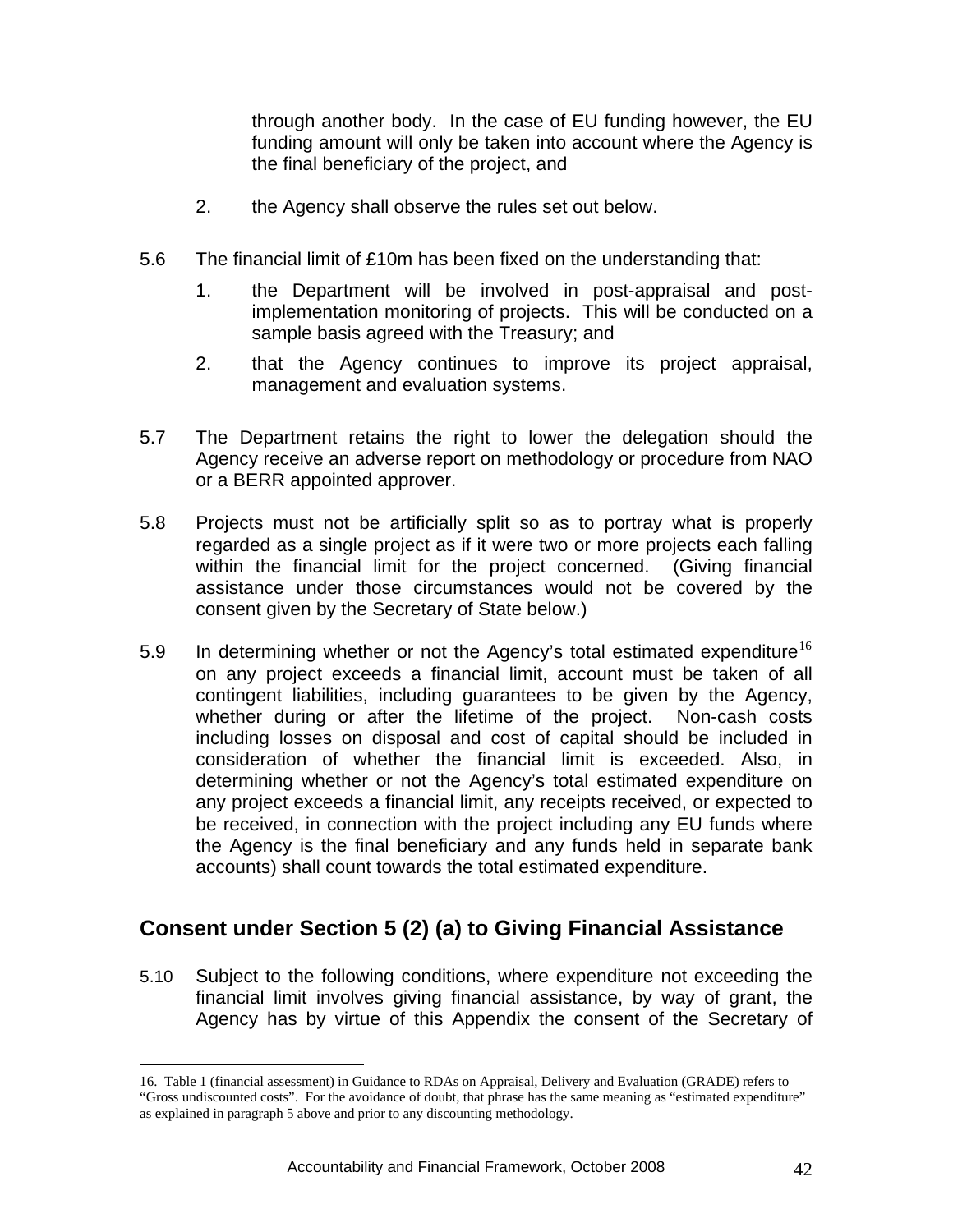through another body. In the case of EU funding however, the EU funding amount will only be taken into account where the Agency is the final beneficiary of the project, and

2. the Agency shall observe the rules set out below.

5.6 The financial limit of £10m has been fixed on the understanding that:

1. the Department will be involved in post-appraisal and post-implementation monitoring of projects. This will be conducted on a sample basis agreed with the Treasury; and
2. that the Agency continues to improve its project appraisal, management and evaluation systems.

5.7 The Department retains the right to lower the delegation should the Agency receive an adverse report on methodology or procedure from NAO or a BERR appointed approver.

5.8 Projects must not be artificially split so as to portray what is properly regarded as a single project as if it were two or more projects each falling within the financial limit for the project concerned. (Giving financial assistance under those circumstances would not be covered by the consent given by the Secretary of State below.)

5.9 In determining whether or not the Agency's total estimated expenditure[16] on any project exceeds a financial limit, account must be taken of all contingent liabilities, including guarantees to be given by the Agency, whether during or after the lifetime of the project. Non-cash costs including losses on disposal and cost of capital should be included in consideration of whether the financial limit is exceeded. Also, in determining whether or not the Agency's total estimated expenditure on any project exceeds a financial limit, any receipts received, or expected to be received, in connection with the project including any EU funds where the Agency is the final beneficiary and any funds held in separate bank accounts) shall count towards the total estimated expenditure.

## Consent under Section 5 (2) (a) to Giving Financial Assistance

5.10 Subject to the following conditions, where expenditure not exceeding the financial limit involves giving financial assistance, by way of grant, the Agency has by virtue of this Appendix the consent of the Secretary of

---

16. Table 1 (financial assessment) in Guidance to RDAs on Appraisal, Delivery and Evaluation (GRADE) refers to "Gross undiscounted costs". For the avoidance of doubt, that phrase has the same meaning as "estimated expenditure" as explained in paragraph 5 above and prior to any discounting methodology.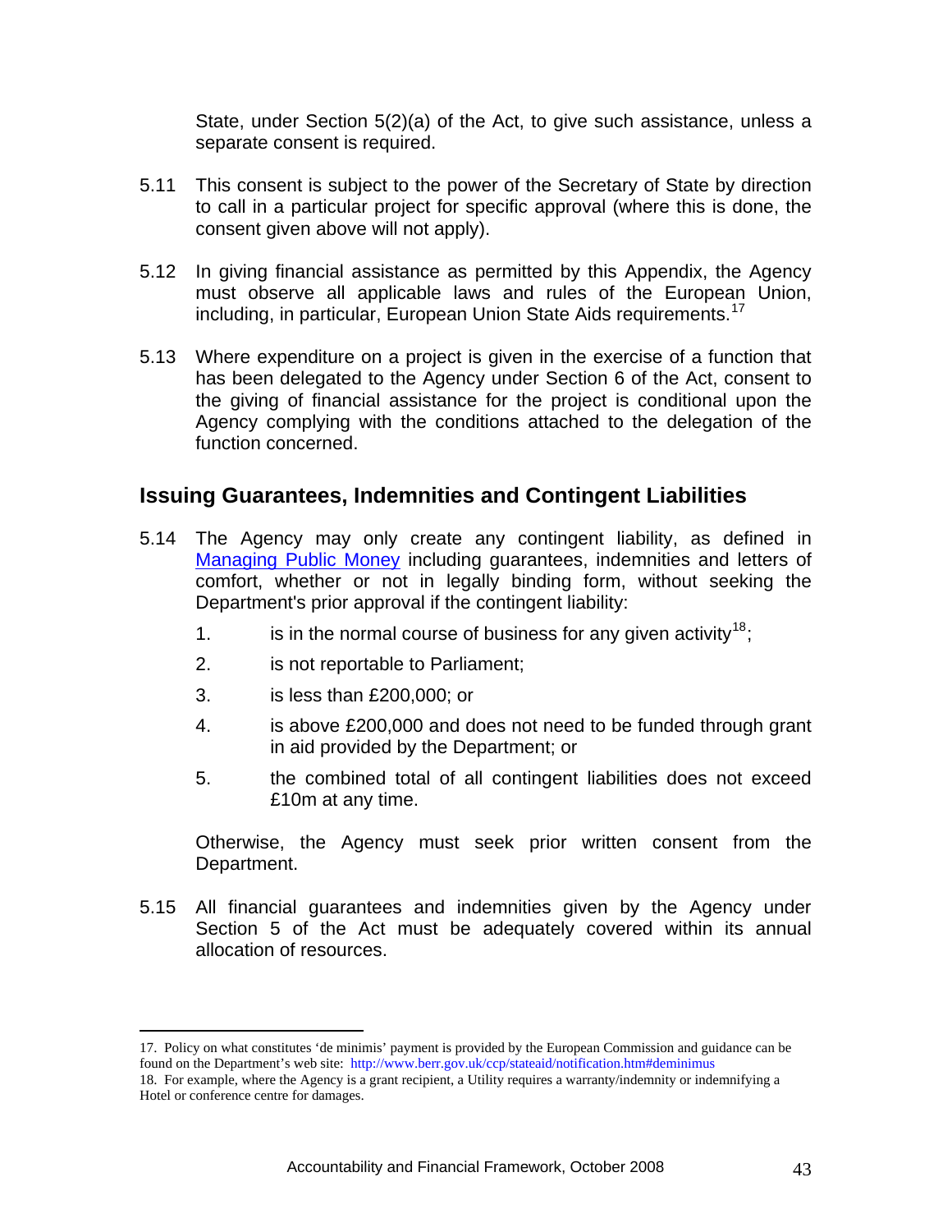State, under Section 5(2)(a) of the Act, to give such assistance, unless a separate consent is required.

5.11 This consent is subject to the power of the Secretary of State by direction to call in a particular project for specific approval (where this is done, the consent given above will not apply).

5.12 In giving financial assistance as permitted by this Appendix, the Agency must observe all applicable laws and rules of the European Union, including, in particular, European Union State Aids requirements.[17]

5.13 Where expenditure on a project is given in the exercise of a function that has been delegated to the Agency under Section 6 of the Act, consent to the giving of financial assistance for the project is conditional upon the Agency complying with the conditions attached to the delegation of the function concerned.

## Issuing Guarantees, Indemnities and Contingent Liabilities

5.14 The Agency may only create any contingent liability, as defined in Managing Public Money including guarantees, indemnities and letters of comfort, whether or not in legally binding form, without seeking the Department's prior approval if the contingent liability:

1. is in the normal course of business for any given activity[18];
2. is not reportable to Parliament;
3. is less than £200,000; or
4. is above £200,000 and does not need to be funded through grant in aid provided by the Department; or
5. the combined total of all contingent liabilities does not exceed £10m at any time.

Otherwise, the Agency must seek prior written consent from the Department.

5.15 All financial guarantees and indemnities given by the Agency under Section 5 of the Act must be adequately covered within its annual allocation of resources.

---

17. Policy on what constitutes 'de minimis' payment is provided by the European Commission and guidance can be found on the Department's web site: http://www.berr.gov.uk/ccp/stateaid/notification.htm#deminimus

18. For example, where the Agency is a grant recipient, a Utility requires a warranty/indemnity or indemnifying a Hotel or conference centre for damages.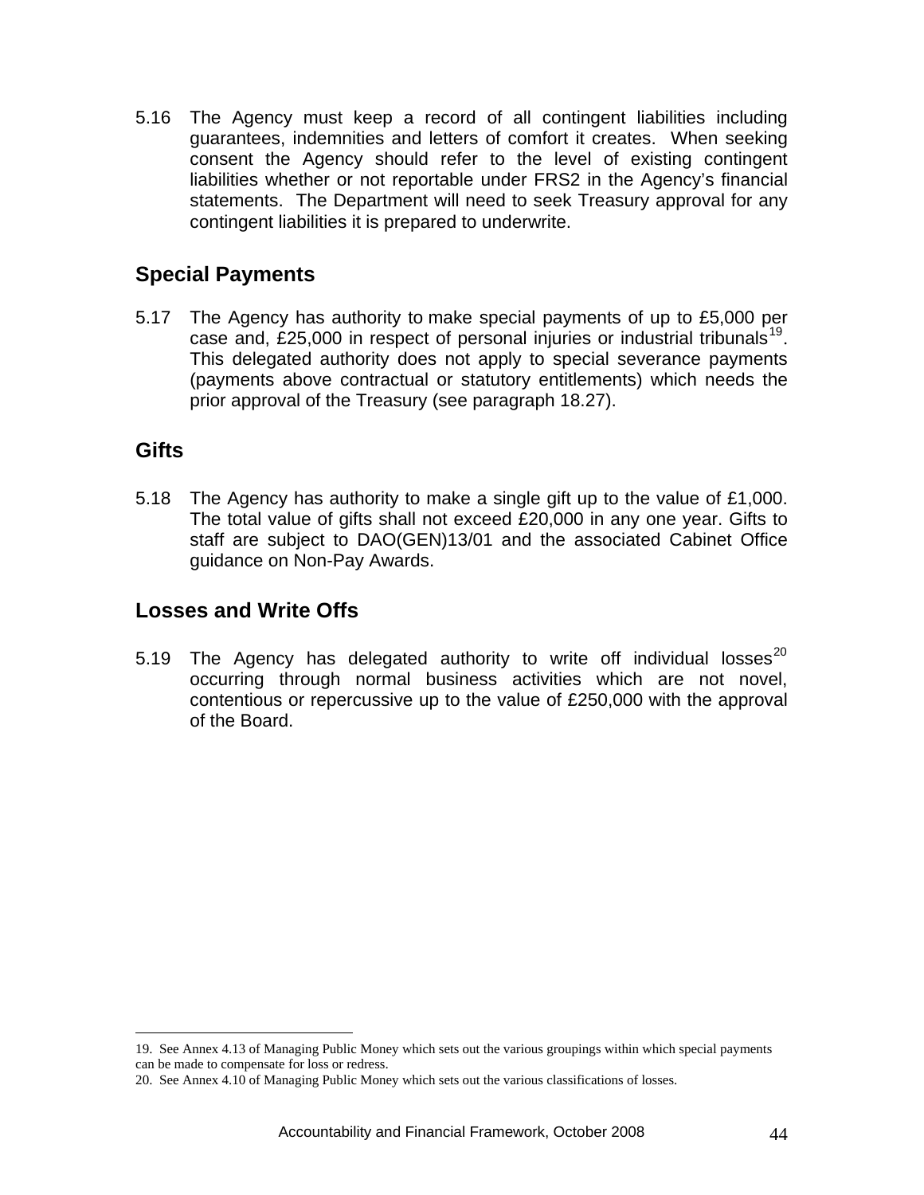5.16 The Agency must keep a record of all contingent liabilities including guarantees, indemnities and letters of comfort it creates. When seeking consent the Agency should refer to the level of existing contingent liabilities whether or not reportable under FRS2 in the Agency's financial statements. The Department will need to seek Treasury approval for any contingent liabilities it is prepared to underwrite.

## Special Payments

5.17 The Agency has authority to make special payments of up to £5,000 per case and, £25,000 in respect of personal injuries or industrial tribunals[19]. This delegated authority does not apply to special severance payments (payments above contractual or statutory entitlements) which needs the prior approval of the Treasury (see paragraph 18.27).

## Gifts

5.18 The Agency has authority to make a single gift up to the value of £1,000. The total value of gifts shall not exceed £20,000 in any one year. Gifts to staff are subject to DAO(GEN)13/01 and the associated Cabinet Office guidance on Non-Pay Awards.

## Losses and Write Offs

5.19 The Agency has delegated authority to write off individual losses[20] occurring through normal business activities which are not novel, contentious or repercussive up to the value of £250,000 with the approval of the Board.

---

19. See Annex 4.13 of Managing Public Money which sets out the various groupings within which special payments can be made to compensate for loss or redress.

20. See Annex 4.10 of Managing Public Money which sets out the various classifications of losses.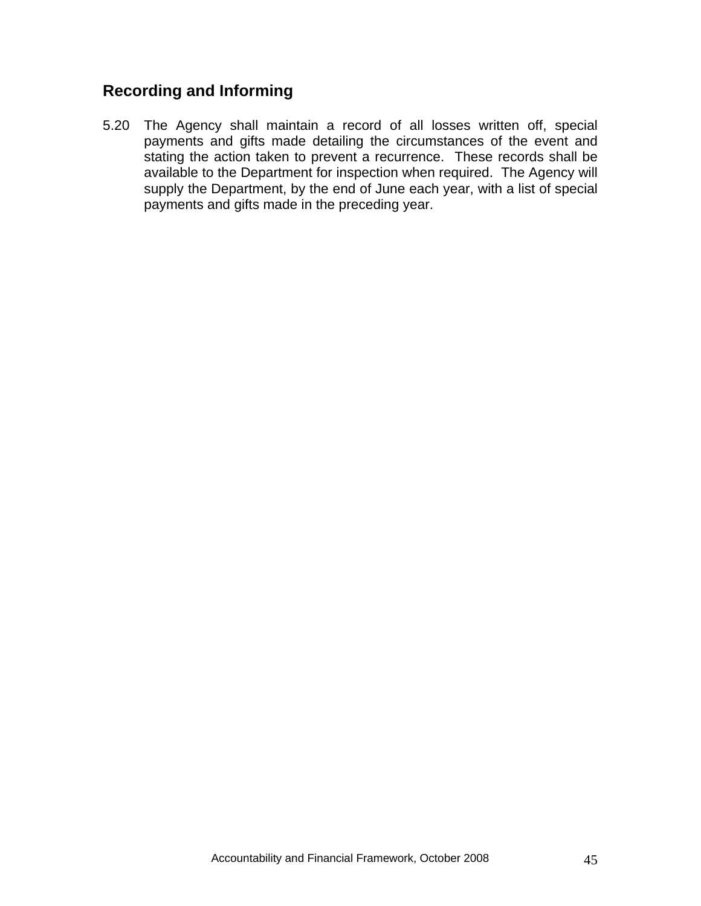## Recording and Informing

5.20 The Agency shall maintain a record of all losses written off, special payments and gifts made detailing the circumstances of the event and stating the action taken to prevent a recurrence. These records shall be available to the Department for inspection when required. The Agency will supply the Department, by the end of June each year, with a list of special payments and gifts made in the preceding year.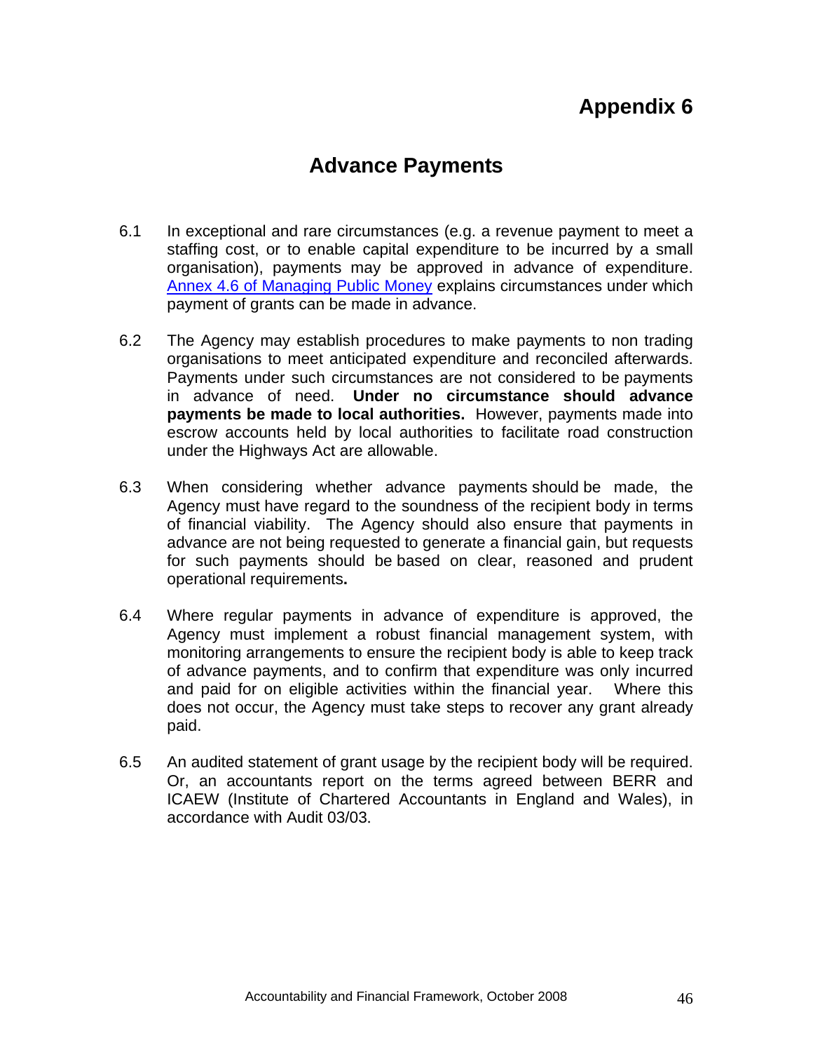# Appendix 6

## Advance Payments

6.1 In exceptional and rare circumstances (e.g. a revenue payment to meet a staffing cost, or to enable capital expenditure to be incurred by a small organisation), payments may be approved in advance of expenditure. [Annex 4.6 of Managing Public Money] explains circumstances under which payment of grants can be made in advance.

6.2 The Agency may establish procedures to make payments to non trading organisations to meet anticipated expenditure and reconciled afterwards. Payments under such circumstances are not considered to be payments in advance of need. **Under no circumstance should advance payments be made to local authorities.** However, payments made into escrow accounts held by local authorities to facilitate road construction under the Highways Act are allowable.

6.3 When considering whether advance payments should be made, the Agency must have regard to the soundness of the recipient body in terms of financial viability. The Agency should also ensure that payments in advance are not being requested to generate a financial gain, but requests for such payments should be based on clear, reasoned and prudent operational requirements**.**

6.4 Where regular payments in advance of expenditure is approved, the Agency must implement a robust financial management system, with monitoring arrangements to ensure the recipient body is able to keep track of advance payments, and to confirm that expenditure was only incurred and paid for on eligible activities within the financial year. Where this does not occur, the Agency must take steps to recover any grant already paid.

6.5 An audited statement of grant usage by the recipient body will be required. Or, an accountants report on the terms agreed between BERR and ICAEW (Institute of Chartered Accountants in England and Wales), in accordance with Audit 03/03.